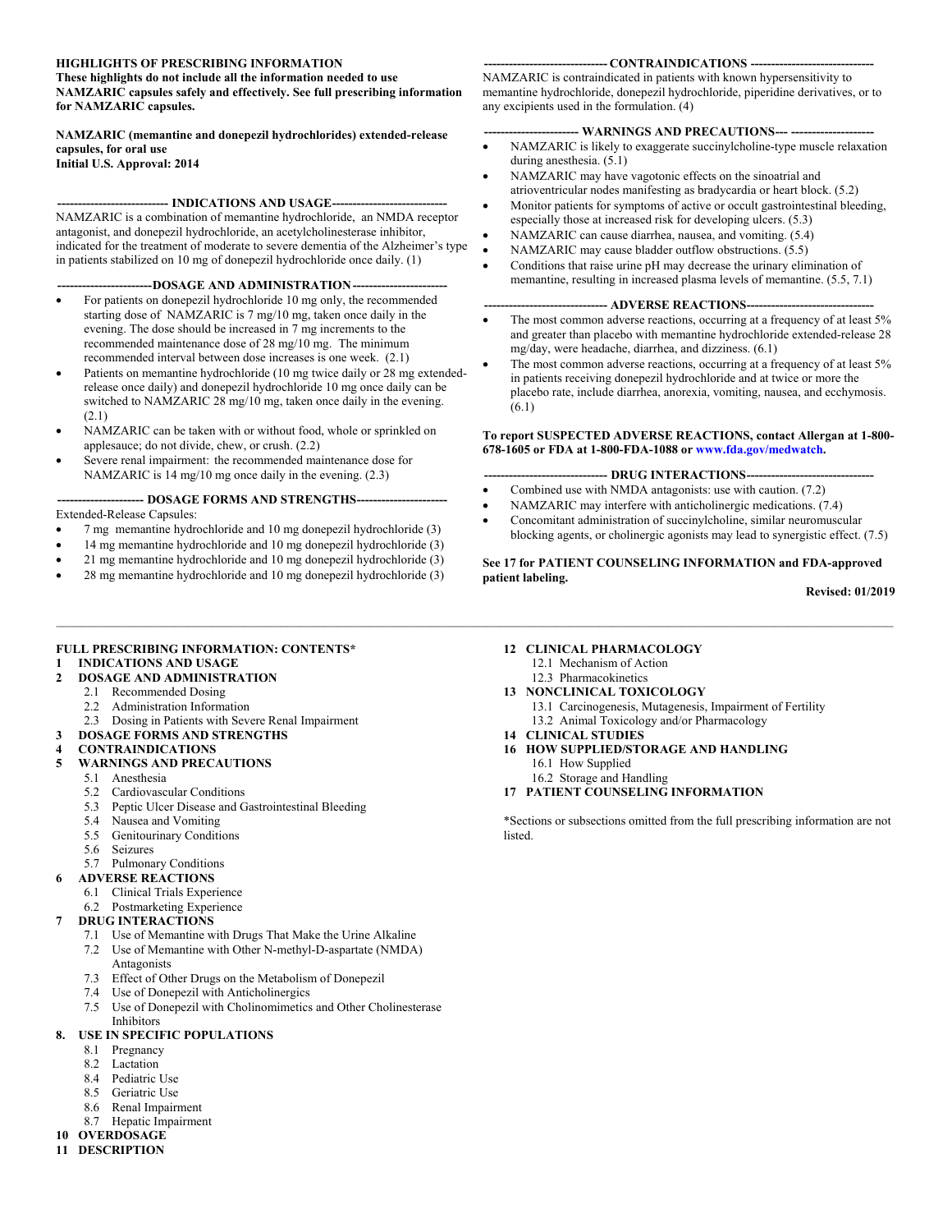**HIGHLIGHTS OF PRESCRIBING INFORMATION**
**These highlights do not include all the information needed to use NAMZARIC capsules safely and effectively. See full prescribing information for NAMZARIC capsules.**

**NAMZARIC (memantine and donepezil hydrochlorides) extended-release capsules, for oral use**
**Initial U.S. Approval: 2014**

**--------------------------- INDICATIONS AND USAGE----------------------------**

NAMZARIC is a combination of memantine hydrochloride, an NMDA receptor antagonist, and donepezil hydrochloride, an acetylcholinesterase inhibitor, indicated for the treatment of moderate to severe dementia of the Alzheimer's type in patients stabilized on 10 mg of donepezil hydrochloride once daily. (1)

**-----------------------DOSAGE AND ADMINISTRATION-----------------------**

- For patients on donepezil hydrochloride 10 mg only, the recommended starting dose of NAMZARIC is 7 mg/10 mg, taken once daily in the evening. The dose should be increased in 7 mg increments to the recommended maintenance dose of 28 mg/10 mg. The minimum recommended interval between dose increases is one week. (2.1)
- Patients on memantine hydrochloride (10 mg twice daily or 28 mg extended-release once daily) and donepezil hydrochloride 10 mg once daily can be switched to NAMZARIC 28 mg/10 mg, taken once daily in the evening. (2.1)
- NAMZARIC can be taken with or without food, whole or sprinkled on applesauce; do not divide, chew, or crush. (2.2)
- Severe renal impairment: the recommended maintenance dose for NAMZARIC is 14 mg/10 mg once daily in the evening. (2.3)

**--------------------- DOSAGE FORMS AND STRENGTHS----------------------**

Extended-Release Capsules:

- 7 mg memantine hydrochloride and 10 mg donepezil hydrochloride (3)
- 14 mg memantine hydrochloride and 10 mg donepezil hydrochloride (3)
- 21 mg memantine hydrochloride and 10 mg donepezil hydrochloride (3)
- 28 mg memantine hydrochloride and 10 mg donepezil hydrochloride (3)

**------------------------------ CONTRAINDICATIONS ------------------------------**

NAMZARIC is contraindicated in patients with known hypersensitivity to memantine hydrochloride, donepezil hydrochloride, piperidine derivatives, or to any excipients used in the formulation. (4)

**----------------------- WARNINGS AND PRECAUTIONS--- --------------------**

- NAMZARIC is likely to exaggerate succinylcholine-type muscle relaxation during anesthesia. (5.1)
- NAMZARIC may have vagotonic effects on the sinoatrial and atrioventricular nodes manifesting as bradycardia or heart block. (5.2)
- Monitor patients for symptoms of active or occult gastrointestinal bleeding, especially those at increased risk for developing ulcers. (5.3)
- NAMZARIC can cause diarrhea, nausea, and vomiting. (5.4)
- NAMZARIC may cause bladder outflow obstructions. (5.5)
- Conditions that raise urine pH may decrease the urinary elimination of memantine, resulting in increased plasma levels of memantine. (5.5, 7.1)

**------------------------------ ADVERSE REACTIONS-------------------------------**

- The most common adverse reactions, occurring at a frequency of at least 5% and greater than placebo with memantine hydrochloride extended-release 28 mg/day, were headache, diarrhea, and dizziness. (6.1)
- The most common adverse reactions, occurring at a frequency of at least 5% in patients receiving donepezil hydrochloride and at twice or more the placebo rate, include diarrhea, anorexia, vomiting, nausea, and ecchymosis. (6.1)

**To report SUSPECTED ADVERSE REACTIONS, contact Allergan at 1-800-678-1605 or FDA at 1-800-FDA-1088 or www.fda.gov/medwatch.**

**------------------------------ DRUG INTERACTIONS-------------------------------**

- Combined use with NMDA antagonists: use with caution. (7.2)
- NAMZARIC may interfere with anticholinergic medications. (7.4)
- Concomitant administration of succinylcholine, similar neuromuscular blocking agents, or cholinergic agonists may lead to synergistic effect. (7.5)

**See 17 for PATIENT COUNSELING INFORMATION and FDA-approved patient labeling.**

**Revised: 01/2019**

---

**FULL PRESCRIBING INFORMATION: CONTENTS***

**1 INDICATIONS AND USAGE**
**2 DOSAGE AND ADMINISTRATION**
- 2.1 Recommended Dosing
- 2.2 Administration Information
- 2.3 Dosing in Patients with Severe Renal Impairment

**3 DOSAGE FORMS AND STRENGTHS**
**4 CONTRAINDICATIONS**
**5 WARNINGS AND PRECAUTIONS**
- 5.1 Anesthesia
- 5.2 Cardiovascular Conditions
- 5.3 Peptic Ulcer Disease and Gastrointestinal Bleeding
- 5.4 Nausea and Vomiting
- 5.5 Genitourinary Conditions
- 5.6 Seizures
- 5.7 Pulmonary Conditions

**6 ADVERSE REACTIONS**
- 6.1 Clinical Trials Experience
- 6.2 Postmarketing Experience

**7 DRUG INTERACTIONS**
- 7.1 Use of Memantine with Drugs That Make the Urine Alkaline
- 7.2 Use of Memantine with Other N-methyl-D-aspartate (NMDA) Antagonists
- 7.3 Effect of Other Drugs on the Metabolism of Donepezil
- 7.4 Use of Donepezil with Anticholinergics
- 7.5 Use of Donepezil with Cholinomimetics and Other Cholinesterase Inhibitors

**8. USE IN SPECIFIC POPULATIONS**
- 8.1 Pregnancy
- 8.2 Lactation
- 8.4 Pediatric Use
- 8.5 Geriatric Use
- 8.6 Renal Impairment
- 8.7 Hepatic Impairment

**10 OVERDOSAGE**
**11 DESCRIPTION**
**12 CLINICAL PHARMACOLOGY**
- 12.1 Mechanism of Action
- 12.3 Pharmacokinetics

**13 NONCLINICAL TOXICOLOGY**
- 13.1 Carcinogenesis, Mutagenesis, Impairment of Fertility
- 13.2 Animal Toxicology and/or Pharmacology

**14 CLINICAL STUDIES**
**16 HOW SUPPLIED/STORAGE AND HANDLING**
- 16.1 How Supplied
- 16.2 Storage and Handling

**17 PATIENT COUNSELING INFORMATION**

*Sections or subsections omitted from the full prescribing information are not listed.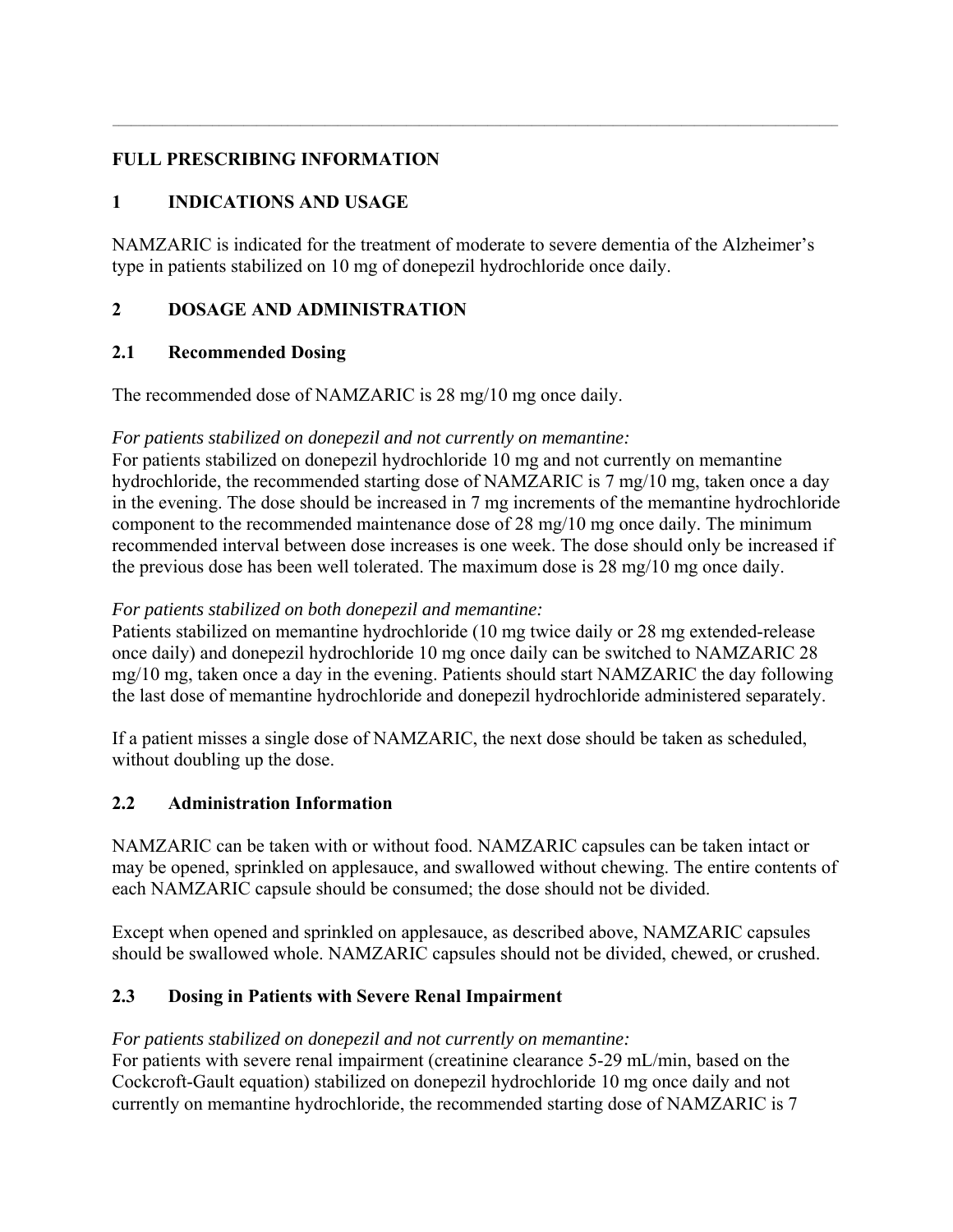## FULL PRESCRIBING INFORMATION

## 1 INDICATIONS AND USAGE

NAMZARIC is indicated for the treatment of moderate to severe dementia of the Alzheimer's type in patients stabilized on 10 mg of donepezil hydrochloride once daily.

## 2 DOSAGE AND ADMINISTRATION

### 2.1 Recommended Dosing

The recommended dose of NAMZARIC is 28 mg/10 mg once daily.

*For patients stabilized on donepezil and not currently on memantine:*
For patients stabilized on donepezil hydrochloride 10 mg and not currently on memantine hydrochloride, the recommended starting dose of NAMZARIC is 7 mg/10 mg, taken once a day in the evening. The dose should be increased in 7 mg increments of the memantine hydrochloride component to the recommended maintenance dose of 28 mg/10 mg once daily. The minimum recommended interval between dose increases is one week. The dose should only be increased if the previous dose has been well tolerated. The maximum dose is 28 mg/10 mg once daily.

*For patients stabilized on both donepezil and memantine:*
Patients stabilized on memantine hydrochloride (10 mg twice daily or 28 mg extended-release once daily) and donepezil hydrochloride 10 mg once daily can be switched to NAMZARIC 28 mg/10 mg, taken once a day in the evening. Patients should start NAMZARIC the day following the last dose of memantine hydrochloride and donepezil hydrochloride administered separately.

If a patient misses a single dose of NAMZARIC, the next dose should be taken as scheduled, without doubling up the dose.

### 2.2 Administration Information

NAMZARIC can be taken with or without food. NAMZARIC capsules can be taken intact or may be opened, sprinkled on applesauce, and swallowed without chewing. The entire contents of each NAMZARIC capsule should be consumed; the dose should not be divided.

Except when opened and sprinkled on applesauce, as described above, NAMZARIC capsules should be swallowed whole. NAMZARIC capsules should not be divided, chewed, or crushed.

### 2.3 Dosing in Patients with Severe Renal Impairment

*For patients stabilized on donepezil and not currently on memantine:*
For patients with severe renal impairment (creatinine clearance 5-29 mL/min, based on the Cockcroft-Gault equation) stabilized on donepezil hydrochloride 10 mg once daily and not currently on memantine hydrochloride, the recommended starting dose of NAMZARIC is 7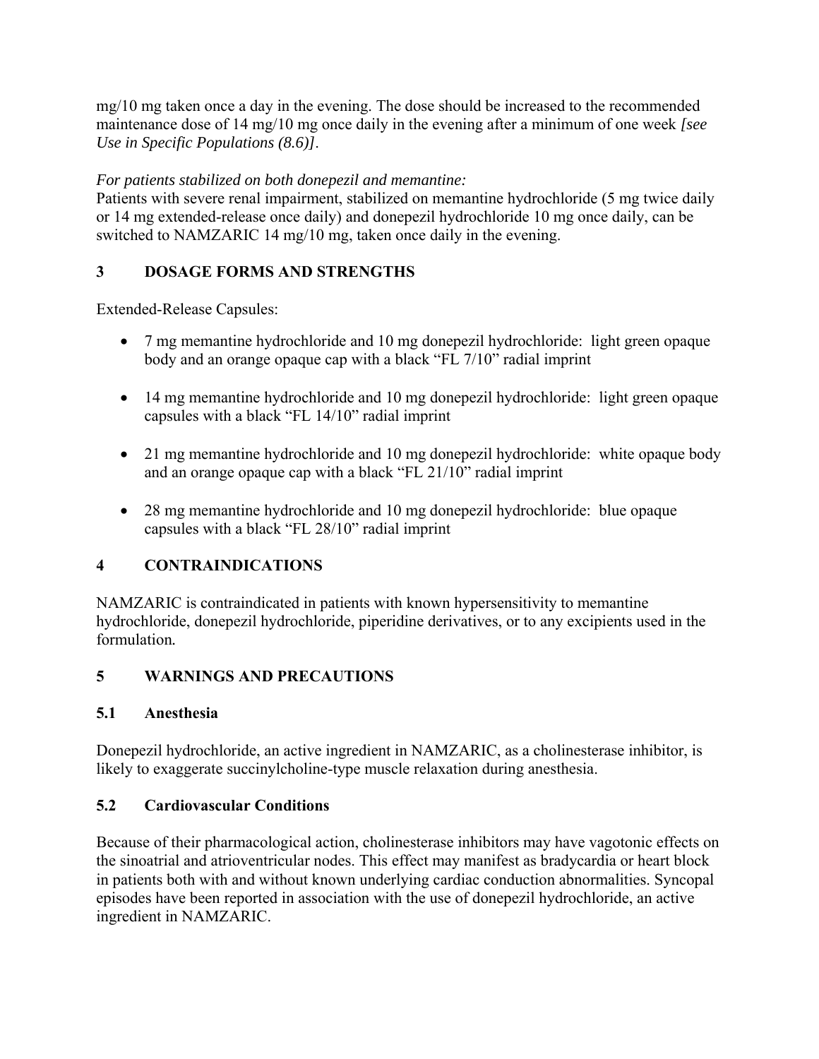mg/10 mg taken once a day in the evening. The dose should be increased to the recommended maintenance dose of 14 mg/10 mg once daily in the evening after a minimum of one week *[see Use in Specific Populations (8.6)]*.

*For patients stabilized on both donepezil and memantine:*
Patients with severe renal impairment, stabilized on memantine hydrochloride (5 mg twice daily or 14 mg extended-release once daily) and donepezil hydrochloride 10 mg once daily, can be switched to NAMZARIC 14 mg/10 mg, taken once daily in the evening.

## 3 DOSAGE FORMS AND STRENGTHS

Extended-Release Capsules:

- 7 mg memantine hydrochloride and 10 mg donepezil hydrochloride: light green opaque body and an orange opaque cap with a black "FL 7/10" radial imprint
- 14 mg memantine hydrochloride and 10 mg donepezil hydrochloride: light green opaque capsules with a black "FL 14/10" radial imprint
- 21 mg memantine hydrochloride and 10 mg donepezil hydrochloride: white opaque body and an orange opaque cap with a black "FL 21/10" radial imprint
- 28 mg memantine hydrochloride and 10 mg donepezil hydrochloride: blue opaque capsules with a black "FL 28/10" radial imprint

## 4 CONTRAINDICATIONS

NAMZARIC is contraindicated in patients with known hypersensitivity to memantine hydrochloride, donepezil hydrochloride, piperidine derivatives, or to any excipients used in the formulation.

## 5 WARNINGS AND PRECAUTIONS

### 5.1 Anesthesia

Donepezil hydrochloride, an active ingredient in NAMZARIC, as a cholinesterase inhibitor, is likely to exaggerate succinylcholine-type muscle relaxation during anesthesia.

### 5.2 Cardiovascular Conditions

Because of their pharmacological action, cholinesterase inhibitors may have vagotonic effects on the sinoatrial and atrioventricular nodes. This effect may manifest as bradycardia or heart block in patients both with and without known underlying cardiac conduction abnormalities. Syncopal episodes have been reported in association with the use of donepezil hydrochloride, an active ingredient in NAMZARIC.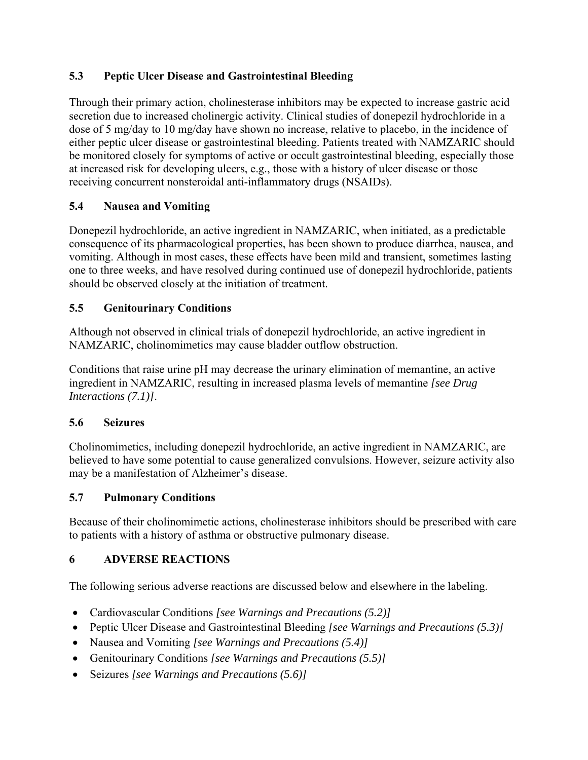### 5.3 Peptic Ulcer Disease and Gastrointestinal Bleeding

Through their primary action, cholinesterase inhibitors may be expected to increase gastric acid secretion due to increased cholinergic activity. Clinical studies of donepezil hydrochloride in a dose of 5 mg/day to 10 mg/day have shown no increase, relative to placebo, in the incidence of either peptic ulcer disease or gastrointestinal bleeding. Patients treated with NAMZARIC should be monitored closely for symptoms of active or occult gastrointestinal bleeding, especially those at increased risk for developing ulcers, e.g., those with a history of ulcer disease or those receiving concurrent nonsteroidal anti-inflammatory drugs (NSAIDs).

### 5.4 Nausea and Vomiting

Donepezil hydrochloride, an active ingredient in NAMZARIC, when initiated, as a predictable consequence of its pharmacological properties, has been shown to produce diarrhea, nausea, and vomiting. Although in most cases, these effects have been mild and transient, sometimes lasting one to three weeks, and have resolved during continued use of donepezil hydrochloride, patients should be observed closely at the initiation of treatment.

### 5.5 Genitourinary Conditions

Although not observed in clinical trials of donepezil hydrochloride, an active ingredient in NAMZARIC, cholinomimetics may cause bladder outflow obstruction.

Conditions that raise urine pH may decrease the urinary elimination of memantine, an active ingredient in NAMZARIC, resulting in increased plasma levels of memantine *[see Drug Interactions (7.1)]*.

### 5.6 Seizures

Cholinomimetics, including donepezil hydrochloride, an active ingredient in NAMZARIC, are believed to have some potential to cause generalized convulsions. However, seizure activity also may be a manifestation of Alzheimer's disease.

### 5.7 Pulmonary Conditions

Because of their cholinomimetic actions, cholinesterase inhibitors should be prescribed with care to patients with a history of asthma or obstructive pulmonary disease.

## 6 ADVERSE REACTIONS

The following serious adverse reactions are discussed below and elsewhere in the labeling.

- Cardiovascular Conditions *[see Warnings and Precautions (5.2)]*
- Peptic Ulcer Disease and Gastrointestinal Bleeding *[see Warnings and Precautions (5.3)]*
- Nausea and Vomiting *[see Warnings and Precautions (5.4)]*
- Genitourinary Conditions *[see Warnings and Precautions (5.5)]*
- Seizures *[see Warnings and Precautions (5.6)]*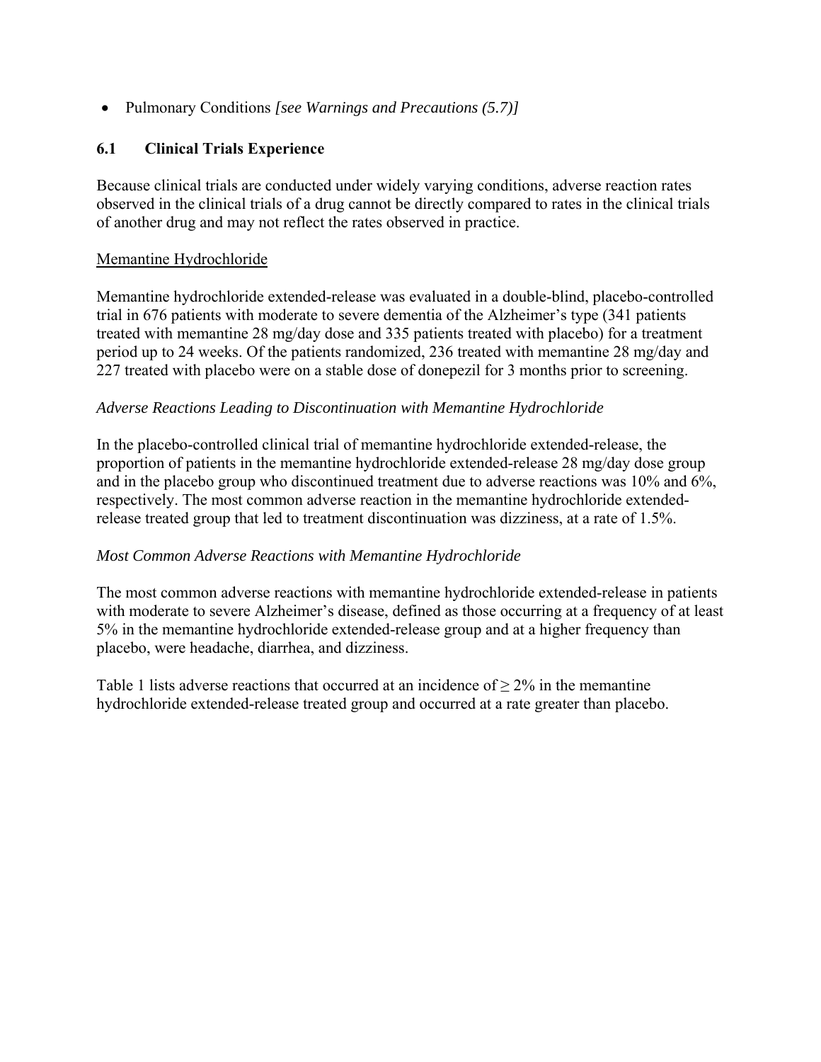- Pulmonary Conditions *[see Warnings and Precautions (5.7)]*

## 6.1 Clinical Trials Experience

Because clinical trials are conducted under widely varying conditions, adverse reaction rates observed in the clinical trials of a drug cannot be directly compared to rates in the clinical trials of another drug and may not reflect the rates observed in practice.

<u>Memantine Hydrochloride</u>

Memantine hydrochloride extended-release was evaluated in a double-blind, placebo-controlled trial in 676 patients with moderate to severe dementia of the Alzheimer's type (341 patients treated with memantine 28 mg/day dose and 335 patients treated with placebo) for a treatment period up to 24 weeks. Of the patients randomized, 236 treated with memantine 28 mg/day and 227 treated with placebo were on a stable dose of donepezil for 3 months prior to screening.

*Adverse Reactions Leading to Discontinuation with Memantine Hydrochloride*

In the placebo-controlled clinical trial of memantine hydrochloride extended-release, the proportion of patients in the memantine hydrochloride extended-release 28 mg/day dose group and in the placebo group who discontinued treatment due to adverse reactions was 10% and 6%, respectively. The most common adverse reaction in the memantine hydrochloride extended-release treated group that led to treatment discontinuation was dizziness, at a rate of 1.5%.

*Most Common Adverse Reactions with Memantine Hydrochloride*

The most common adverse reactions with memantine hydrochloride extended-release in patients with moderate to severe Alzheimer's disease, defined as those occurring at a frequency of at least 5% in the memantine hydrochloride extended-release group and at a higher frequency than placebo, were headache, diarrhea, and dizziness.

Table 1 lists adverse reactions that occurred at an incidence of $\geq$ 2% in the memantine hydrochloride extended-release treated group and occurred at a rate greater than placebo.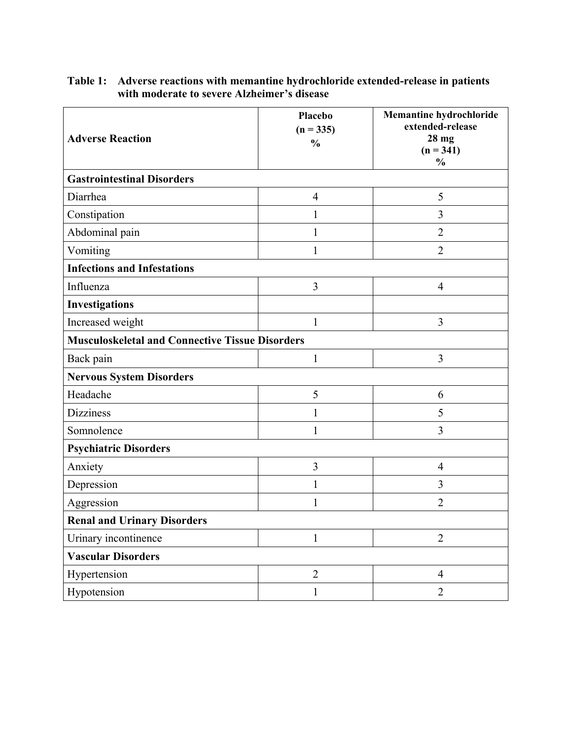**Table 1: Adverse reactions with memantine hydrochloride extended-release in patients with moderate to severe Alzheimer's disease**

| Adverse Reaction | Placebo (n = 335) % | Memantine hydrochloride extended-release 28 mg (n = 341) % |
|---|---|---|
| **Gastrointestinal Disorders** | | |
| Diarrhea | 4 | 5 |
| Constipation | 1 | 3 |
| Abdominal pain | 1 | 2 |
| Vomiting | 1 | 2 |
| **Infections and Infestations** | | |
| Influenza | 3 | 4 |
| **Investigations** | | |
| Increased weight | 1 | 3 |
| **Musculoskeletal and Connective Tissue Disorders** | | |
| Back pain | 1 | 3 |
| **Nervous System Disorders** | | |
| Headache | 5 | 6 |
| Dizziness | 1 | 5 |
| Somnolence | 1 | 3 |
| **Psychiatric Disorders** | | |
| Anxiety | 3 | 4 |
| Depression | 1 | 3 |
| Aggression | 1 | 2 |
| **Renal and Urinary Disorders** | | |
| Urinary incontinence | 1 | 2 |
| **Vascular Disorders** | | |
| Hypertension | 2 | 4 |
| Hypotension | 1 | 2 |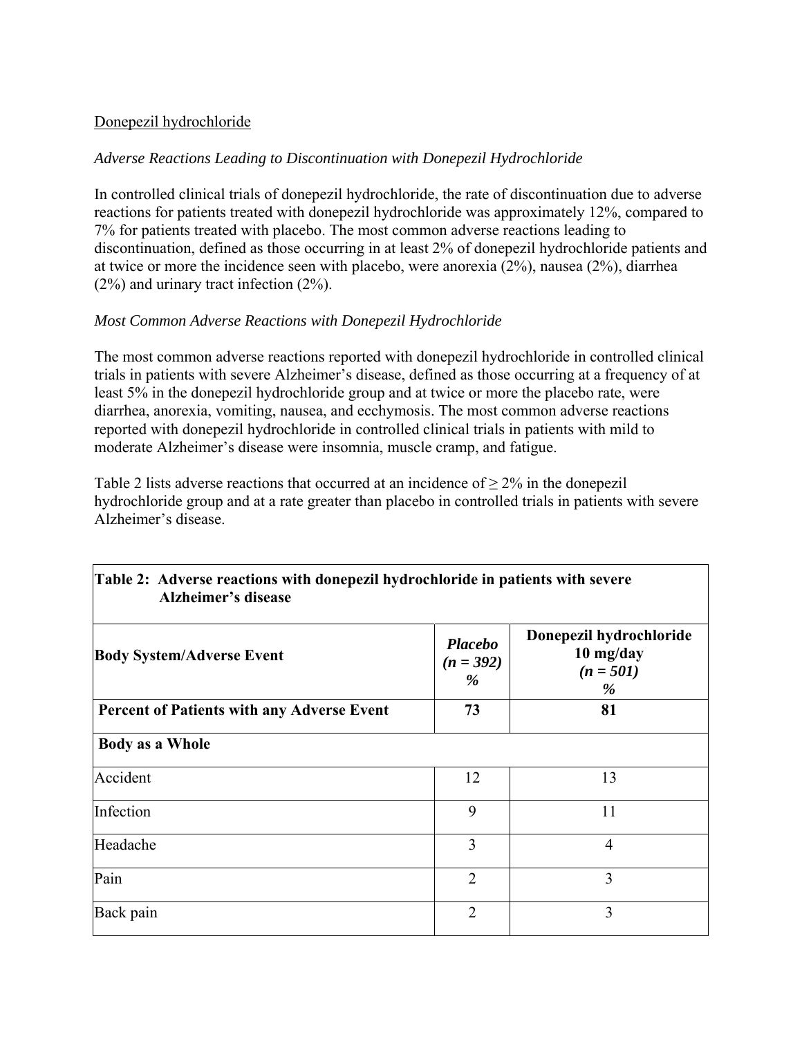Donepezil hydrochloride

*Adverse Reactions Leading to Discontinuation with Donepezil Hydrochloride*

In controlled clinical trials of donepezil hydrochloride, the rate of discontinuation due to adverse reactions for patients treated with donepezil hydrochloride was approximately 12%, compared to 7% for patients treated with placebo. The most common adverse reactions leading to discontinuation, defined as those occurring in at least 2% of donepezil hydrochloride patients and at twice or more the incidence seen with placebo, were anorexia (2%), nausea (2%), diarrhea (2%) and urinary tract infection (2%).

*Most Common Adverse Reactions with Donepezil Hydrochloride*

The most common adverse reactions reported with donepezil hydrochloride in controlled clinical trials in patients with severe Alzheimer's disease, defined as those occurring at a frequency of at least 5% in the donepezil hydrochloride group and at twice or more the placebo rate, were diarrhea, anorexia, vomiting, nausea, and ecchymosis. The most common adverse reactions reported with donepezil hydrochloride in controlled clinical trials in patients with mild to moderate Alzheimer's disease were insomnia, muscle cramp, and fatigue.

Table 2 lists adverse reactions that occurred at an incidence of ≥ 2% in the donepezil hydrochloride group and at a rate greater than placebo in controlled trials in patients with severe Alzheimer's disease.

**Table 2: Adverse reactions with donepezil hydrochloride in patients with severe Alzheimer's disease**

| Body System/Adverse Event | *Placebo (n = 392) %* | Donepezil hydrochloride 10 mg/day *(n = 501) %* |
|---|---|---|
| **Percent of Patients with any Adverse Event** | **73** | **81** |
| **Body as a Whole** | | |
| Accident | 12 | 13 |
| Infection | 9 | 11 |
| Headache | 3 | 4 |
| Pain | 2 | 3 |
| Back pain | 2 | 3 |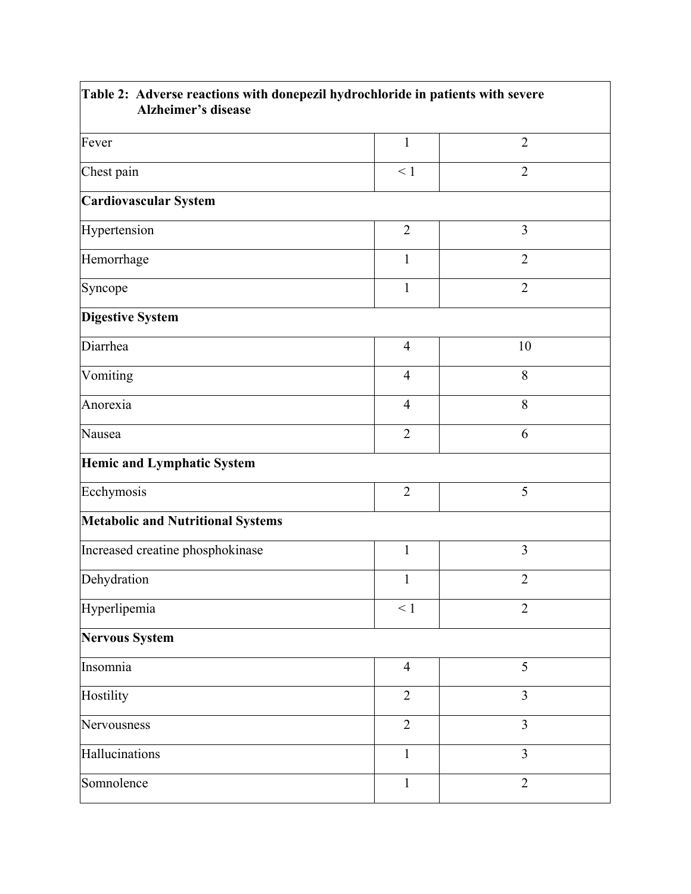| Table 2: Adverse reactions with donepezil hydrochloride in patients with severe Alzheimer's disease | | |
|---|---|---|
| Fever | 1 | 2 |
| Chest pain | < 1 | 2 |
| **Cardiovascular System** | | |
| Hypertension | 2 | 3 |
| Hemorrhage | 1 | 2 |
| Syncope | 1 | 2 |
| **Digestive System** | | |
| Diarrhea | 4 | 10 |
| Vomiting | 4 | 8 |
| Anorexia | 4 | 8 |
| Nausea | 2 | 6 |
| **Hemic and Lymphatic System** | | |
| Ecchymosis | 2 | 5 |
| **Metabolic and Nutritional Systems** | | |
| Increased creatine phosphokinase | 1 | 3 |
| Dehydration | 1 | 2 |
| Hyperlipemia | < 1 | 2 |
| **Nervous System** | | |
| Insomnia | 4 | 5 |
| Hostility | 2 | 3 |
| Nervousness | 2 | 3 |
| Hallucinations | 1 | 3 |
| Somnolence | 1 | 2 |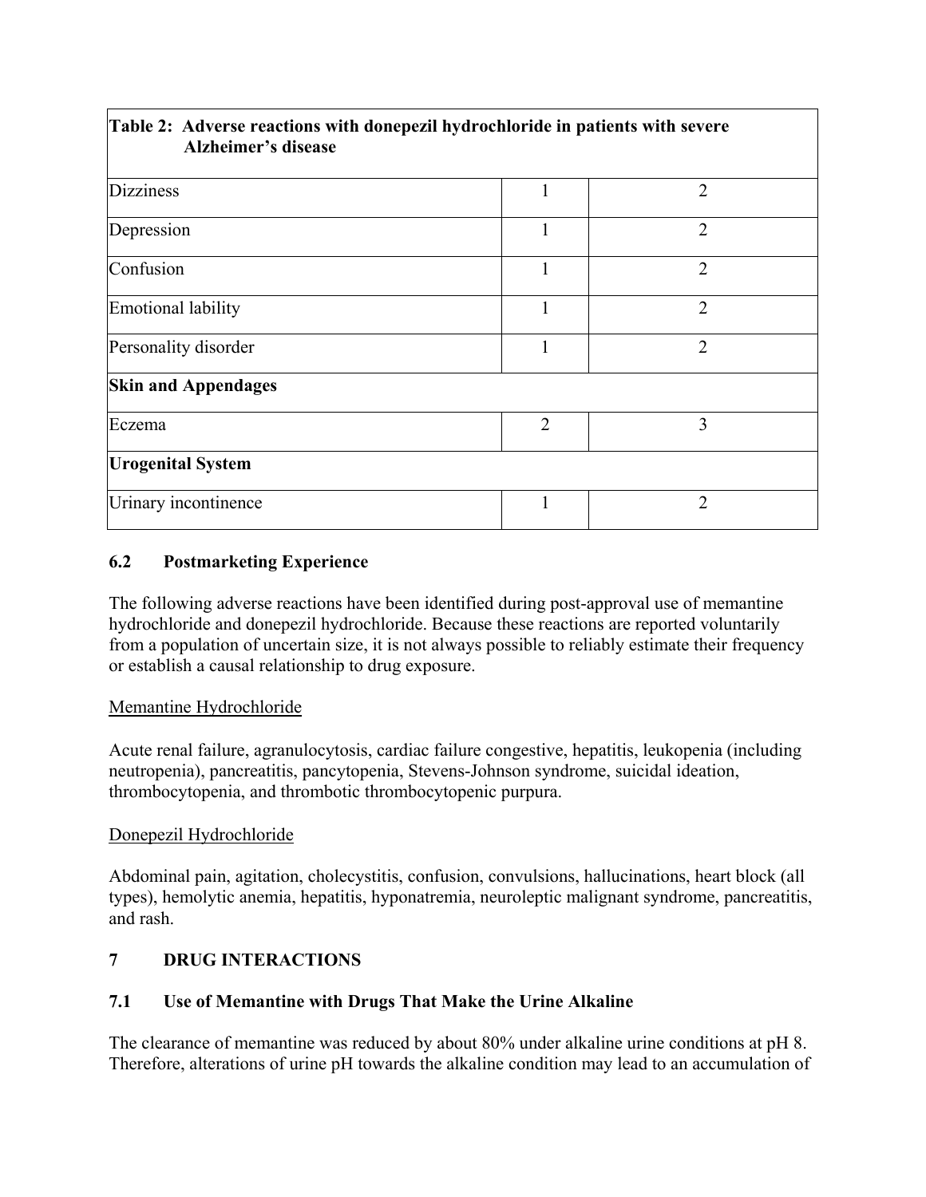| Table 2: Adverse reactions with donepezil hydrochloride in patients with severe Alzheimer's disease | | |
|---|---|---|
| Dizziness | 1 | 2 |
| Depression | 1 | 2 |
| Confusion | 1 | 2 |
| Emotional lability | 1 | 2 |
| Personality disorder | 1 | 2 |
| **Skin and Appendages** | | |
| Eczema | 2 | 3 |
| **Urogenital System** | | |
| Urinary incontinence | 1 | 2 |

### 6.2 Postmarketing Experience

The following adverse reactions have been identified during post-approval use of memantine hydrochloride and donepezil hydrochloride. Because these reactions are reported voluntarily from a population of uncertain size, it is not always possible to reliably estimate their frequency or establish a causal relationship to drug exposure.

Memantine Hydrochloride

Acute renal failure, agranulocytosis, cardiac failure congestive, hepatitis, leukopenia (including neutropenia), pancreatitis, pancytopenia, Stevens-Johnson syndrome, suicidal ideation, thrombocytopenia, and thrombotic thrombocytopenic purpura.

Donepezil Hydrochloride

Abdominal pain, agitation, cholecystitis, confusion, convulsions, hallucinations, heart block (all types), hemolytic anemia, hepatitis, hyponatremia, neuroleptic malignant syndrome, pancreatitis, and rash.

## 7 DRUG INTERACTIONS

### 7.1 Use of Memantine with Drugs That Make the Urine Alkaline

The clearance of memantine was reduced by about 80% under alkaline urine conditions at pH 8. Therefore, alterations of urine pH towards the alkaline condition may lead to an accumulation of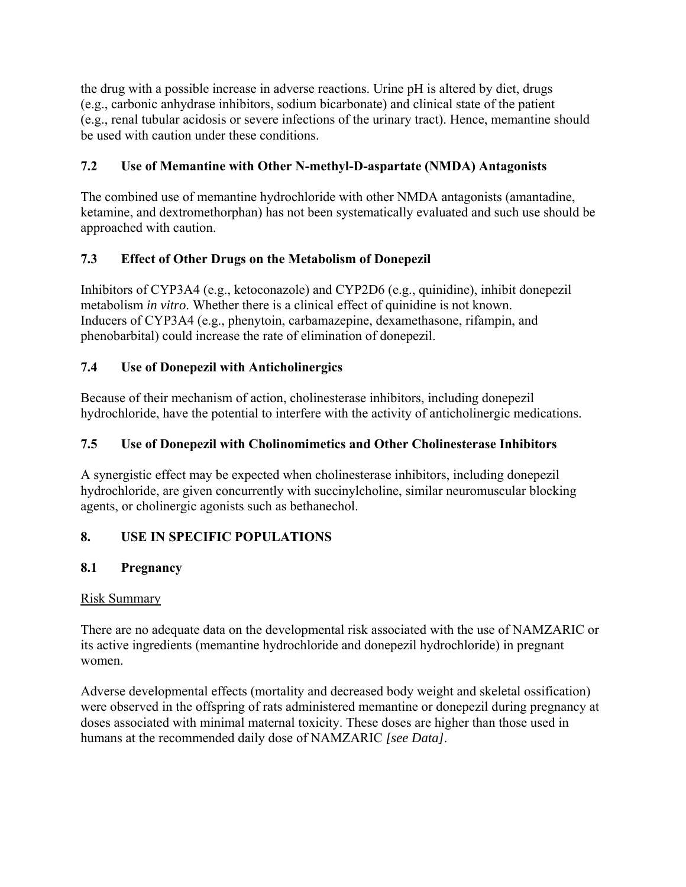the drug with a possible increase in adverse reactions. Urine pH is altered by diet, drugs (e.g., carbonic anhydrase inhibitors, sodium bicarbonate) and clinical state of the patient (e.g., renal tubular acidosis or severe infections of the urinary tract). Hence, memantine should be used with caution under these conditions.

### 7.2 Use of Memantine with Other N-methyl-D-aspartate (NMDA) Antagonists

The combined use of memantine hydrochloride with other NMDA antagonists (amantadine, ketamine, and dextromethorphan) has not been systematically evaluated and such use should be approached with caution.

### 7.3 Effect of Other Drugs on the Metabolism of Donepezil

Inhibitors of CYP3A4 (e.g., ketoconazole) and CYP2D6 (e.g., quinidine), inhibit donepezil metabolism *in vitro*. Whether there is a clinical effect of quinidine is not known. Inducers of CYP3A4 (e.g., phenytoin, carbamazepine, dexamethasone, rifampin, and phenobarbital) could increase the rate of elimination of donepezil.

### 7.4 Use of Donepezil with Anticholinergics

Because of their mechanism of action, cholinesterase inhibitors, including donepezil hydrochloride, have the potential to interfere with the activity of anticholinergic medications.

### 7.5 Use of Donepezil with Cholinomimetics and Other Cholinesterase Inhibitors

A synergistic effect may be expected when cholinesterase inhibitors, including donepezil hydrochloride, are given concurrently with succinylcholine, similar neuromuscular blocking agents, or cholinergic agonists such as bethanechol.

## 8. USE IN SPECIFIC POPULATIONS

### 8.1 Pregnancy

Risk Summary

There are no adequate data on the developmental risk associated with the use of NAMZARIC or its active ingredients (memantine hydrochloride and donepezil hydrochloride) in pregnant women.

Adverse developmental effects (mortality and decreased body weight and skeletal ossification) were observed in the offspring of rats administered memantine or donepezil during pregnancy at doses associated with minimal maternal toxicity. These doses are higher than those used in humans at the recommended daily dose of NAMZARIC *[see Data]*.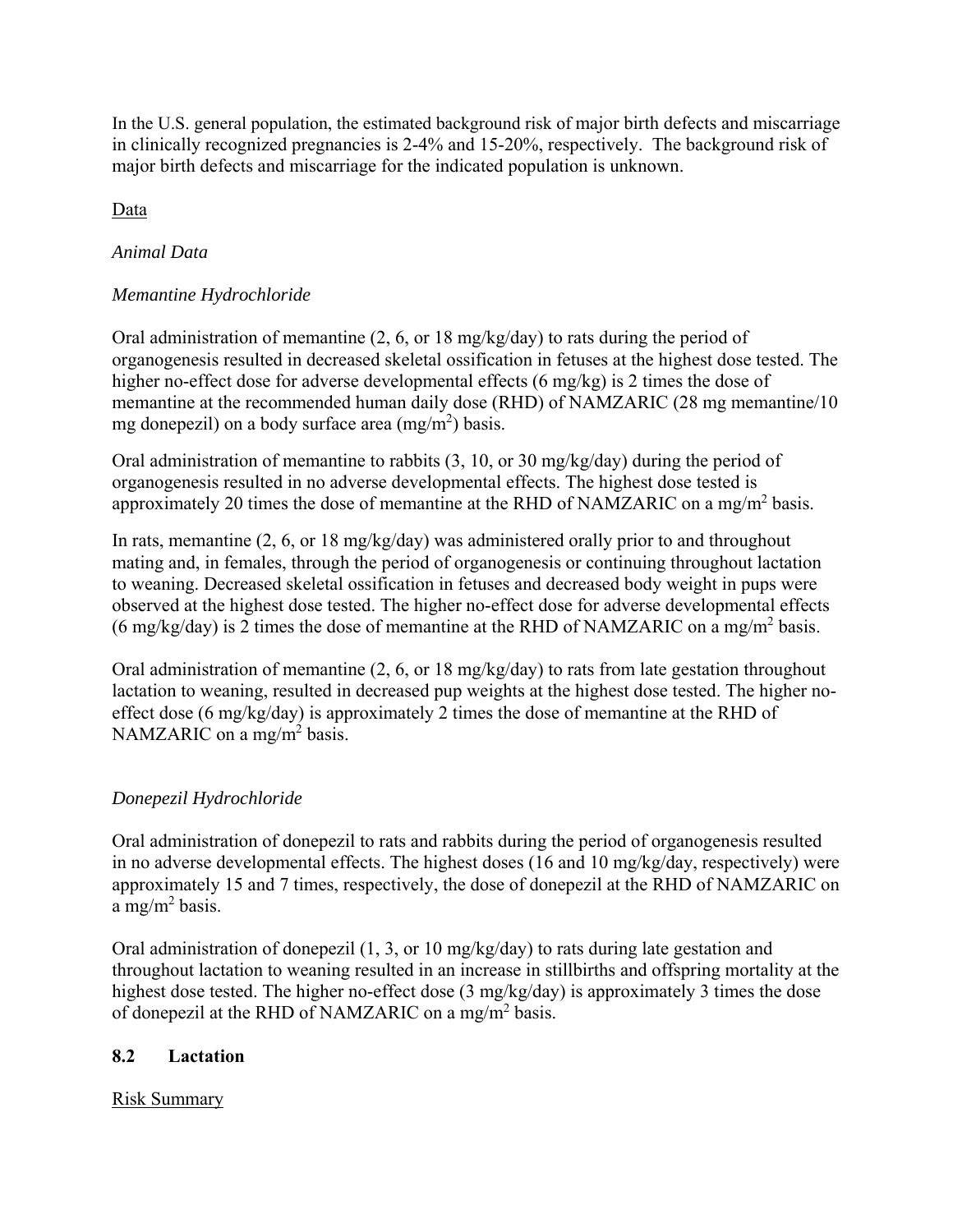In the U.S. general population, the estimated background risk of major birth defects and miscarriage in clinically recognized pregnancies is 2-4% and 15-20%, respectively. The background risk of major birth defects and miscarriage for the indicated population is unknown.

<u>Data</u>

*Animal Data*

*Memantine Hydrochloride*

Oral administration of memantine (2, 6, or 18 mg/kg/day) to rats during the period of organogenesis resulted in decreased skeletal ossification in fetuses at the highest dose tested. The higher no-effect dose for adverse developmental effects (6 mg/kg) is 2 times the dose of memantine at the recommended human daily dose (RHD) of NAMZARIC (28 mg memantine/10 mg donepezil) on a body surface area ($mg/m^2$) basis.

Oral administration of memantine to rabbits (3, 10, or 30 mg/kg/day) during the period of organogenesis resulted in no adverse developmental effects. The highest dose tested is approximately 20 times the dose of memantine at the RHD of NAMZARIC on a $mg/m^2$ basis.

In rats, memantine (2, 6, or 18 mg/kg/day) was administered orally prior to and throughout mating and, in females, through the period of organogenesis or continuing throughout lactation to weaning. Decreased skeletal ossification in fetuses and decreased body weight in pups were observed at the highest dose tested. The higher no-effect dose for adverse developmental effects (6 mg/kg/day) is 2 times the dose of memantine at the RHD of NAMZARIC on a $mg/m^2$ basis.

Oral administration of memantine (2, 6, or 18 mg/kg/day) to rats from late gestation throughout lactation to weaning, resulted in decreased pup weights at the highest dose tested. The higher no-effect dose (6 mg/kg/day) is approximately 2 times the dose of memantine at the RHD of NAMZARIC on a $mg/m^2$ basis.

*Donepezil Hydrochloride*

Oral administration of donepezil to rats and rabbits during the period of organogenesis resulted in no adverse developmental effects. The highest doses (16 and 10 mg/kg/day, respectively) were approximately 15 and 7 times, respectively, the dose of donepezil at the RHD of NAMZARIC on a $mg/m^2$ basis.

Oral administration of donepezil (1, 3, or 10 mg/kg/day) to rats during late gestation and throughout lactation to weaning resulted in an increase in stillbirths and offspring mortality at the highest dose tested. The higher no-effect dose (3 mg/kg/day) is approximately 3 times the dose of donepezil at the RHD of NAMZARIC on a $mg/m^2$ basis.

### 8.2 Lactation

<u>Risk Summary</u>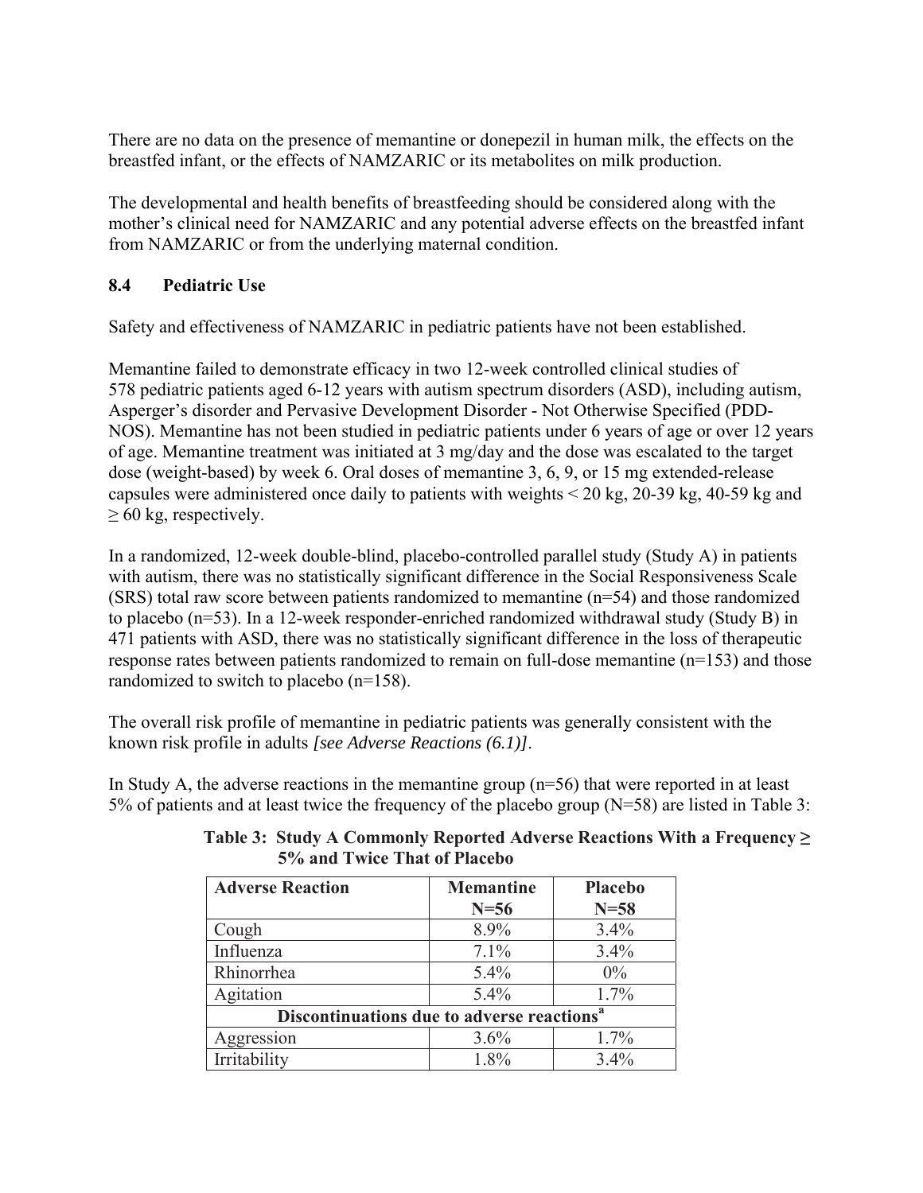There are no data on the presence of memantine or donepezil in human milk, the effects on the breastfed infant, or the effects of NAMZARIC or its metabolites on milk production.

The developmental and health benefits of breastfeeding should be considered along with the mother's clinical need for NAMZARIC and any potential adverse effects on the breastfed infant from NAMZARIC or from the underlying maternal condition.

### 8.4 Pediatric Use

Safety and effectiveness of NAMZARIC in pediatric patients have not been established.

Memantine failed to demonstrate efficacy in two 12-week controlled clinical studies of 578 pediatric patients aged 6-12 years with autism spectrum disorders (ASD), including autism, Asperger's disorder and Pervasive Development Disorder - Not Otherwise Specified (PDD-NOS). Memantine has not been studied in pediatric patients under 6 years of age or over 12 years of age. Memantine treatment was initiated at 3 mg/day and the dose was escalated to the target dose (weight-based) by week 6. Oral doses of memantine 3, 6, 9, or 15 mg extended-release capsules were administered once daily to patients with weights < 20 kg, 20-39 kg, 40-59 kg and ≥ 60 kg, respectively.

In a randomized, 12-week double-blind, placebo-controlled parallel study (Study A) in patients with autism, there was no statistically significant difference in the Social Responsiveness Scale (SRS) total raw score between patients randomized to memantine (n=54) and those randomized to placebo (n=53). In a 12-week responder-enriched randomized withdrawal study (Study B) in 471 patients with ASD, there was no statistically significant difference in the loss of therapeutic response rates between patients randomized to remain on full-dose memantine (n=153) and those randomized to switch to placebo (n=158).

The overall risk profile of memantine in pediatric patients was generally consistent with the known risk profile in adults *[see Adverse Reactions (6.1)]*.

In Study A, the adverse reactions in the memantine group (n=56) that were reported in at least 5% of patients and at least twice the frequency of the placebo group (N=58) are listed in Table 3:

**Table 3: Study A Commonly Reported Adverse Reactions With a Frequency ≥ 5% and Twice That of Placebo**

| Adverse Reaction | Memantine N=56 | Placebo N=58 |
|---|---|---|
| Cough | 8.9% | 3.4% |
| Influenza | 7.1% | 3.4% |
| Rhinorrhea | 5.4% | 0% |
| Agitation | 5.4% | 1.7% |
| **Discontinuations due to adverse reactions[a]** | | |
| Aggression | 3.6% | 1.7% |
| Irritability | 1.8% | 3.4% |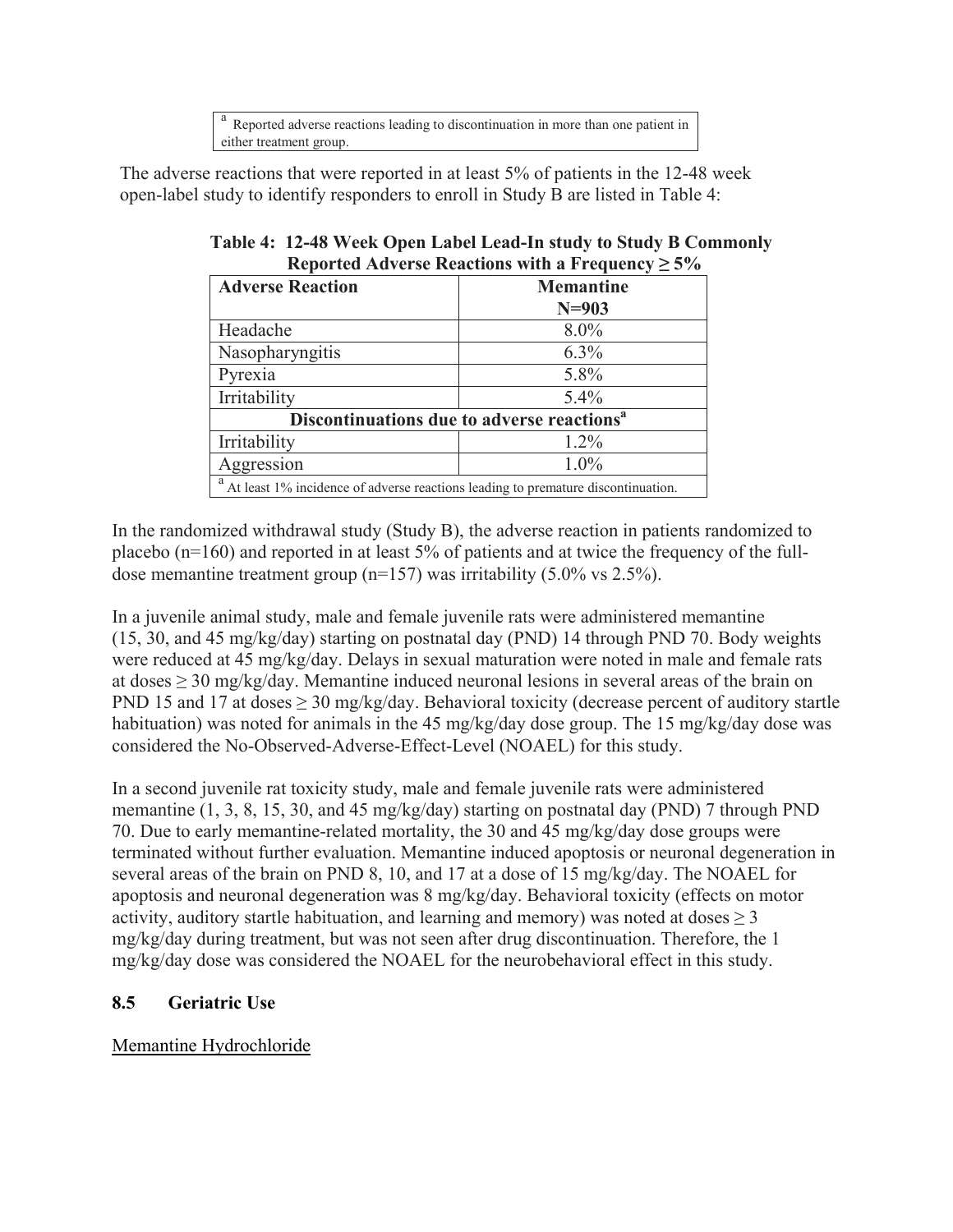| [a] Reported adverse reactions leading to discontinuation in more than one patient in either treatment group. |
| --- |

The adverse reactions that were reported in at least 5% of patients in the 12-48 week open-label study to identify responders to enroll in Study B are listed in Table 4:

**Table 4: 12-48 Week Open Label Lead-In study to Study B Commonly Reported Adverse Reactions with a Frequency ≥ 5%**

| Adverse Reaction | Memantine N=903 |
| --- | --- |
| Headache | 8.0% |
| Nasopharyngitis | 6.3% |
| Pyrexia | 5.8% |
| Irritability | 5.4% |
| **Discontinuations due to adverse reactions[a]** | |
| Irritability | 1.2% |
| Aggression | 1.0% |
| [a] At least 1% incidence of adverse reactions leading to premature discontinuation. | |

In the randomized withdrawal study (Study B), the adverse reaction in patients randomized to placebo (n=160) and reported in at least 5% of patients and at twice the frequency of the full-dose memantine treatment group (n=157) was irritability (5.0% vs 2.5%).

In a juvenile animal study, male and female juvenile rats were administered memantine (15, 30, and 45 mg/kg/day) starting on postnatal day (PND) 14 through PND 70. Body weights were reduced at 45 mg/kg/day. Delays in sexual maturation were noted in male and female rats at doses ≥ 30 mg/kg/day. Memantine induced neuronal lesions in several areas of the brain on PND 15 and 17 at doses ≥ 30 mg/kg/day. Behavioral toxicity (decrease percent of auditory startle habituation) was noted for animals in the 45 mg/kg/day dose group. The 15 mg/kg/day dose was considered the No-Observed-Adverse-Effect-Level (NOAEL) for this study.

In a second juvenile rat toxicity study, male and female juvenile rats were administered memantine (1, 3, 8, 15, 30, and 45 mg/kg/day) starting on postnatal day (PND) 7 through PND 70. Due to early memantine-related mortality, the 30 and 45 mg/kg/day dose groups were terminated without further evaluation. Memantine induced apoptosis or neuronal degeneration in several areas of the brain on PND 8, 10, and 17 at a dose of 15 mg/kg/day. The NOAEL for apoptosis and neuronal degeneration was 8 mg/kg/day. Behavioral toxicity (effects on motor activity, auditory startle habituation, and learning and memory) was noted at doses ≥ 3 mg/kg/day during treatment, but was not seen after drug discontinuation. Therefore, the 1 mg/kg/day dose was considered the NOAEL for the neurobehavioral effect in this study.

## 8.5 Geriatric Use

Memantine Hydrochloride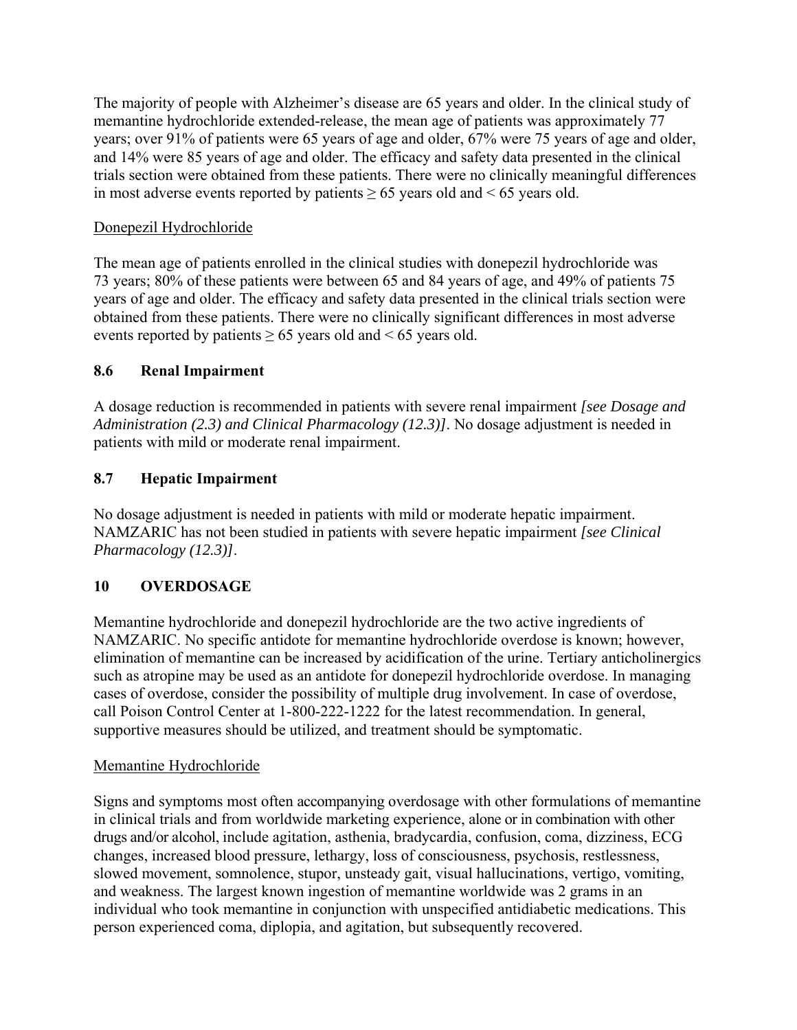The majority of people with Alzheimer's disease are 65 years and older. In the clinical study of memantine hydrochloride extended-release, the mean age of patients was approximately 77 years; over 91% of patients were 65 years of age and older, 67% were 75 years of age and older, and 14% were 85 years of age and older. The efficacy and safety data presented in the clinical trials section were obtained from these patients. There were no clinically meaningful differences in most adverse events reported by patients ≥ 65 years old and < 65 years old.

Donepezil Hydrochloride

The mean age of patients enrolled in the clinical studies with donepezil hydrochloride was 73 years; 80% of these patients were between 65 and 84 years of age, and 49% of patients 75 years of age and older. The efficacy and safety data presented in the clinical trials section were obtained from these patients. There were no clinically significant differences in most adverse events reported by patients ≥ 65 years old and < 65 years old.

### 8.6 Renal Impairment

A dosage reduction is recommended in patients with severe renal impairment *[see Dosage and Administration (2.3) and Clinical Pharmacology (12.3)]*. No dosage adjustment is needed in patients with mild or moderate renal impairment.

### 8.7 Hepatic Impairment

No dosage adjustment is needed in patients with mild or moderate hepatic impairment. NAMZARIC has not been studied in patients with severe hepatic impairment *[see Clinical Pharmacology (12.3)]*.

## 10 OVERDOSAGE

Memantine hydrochloride and donepezil hydrochloride are the two active ingredients of NAMZARIC. No specific antidote for memantine hydrochloride overdose is known; however, elimination of memantine can be increased by acidification of the urine. Tertiary anticholinergics such as atropine may be used as an antidote for donepezil hydrochloride overdose. In managing cases of overdose, consider the possibility of multiple drug involvement. In case of overdose, call Poison Control Center at 1-800-222-1222 for the latest recommendation. In general, supportive measures should be utilized, and treatment should be symptomatic.

Memantine Hydrochloride

Signs and symptoms most often accompanying overdosage with other formulations of memantine in clinical trials and from worldwide marketing experience, alone or in combination with other drugs and/or alcohol, include agitation, asthenia, bradycardia, confusion, coma, dizziness, ECG changes, increased blood pressure, lethargy, loss of consciousness, psychosis, restlessness, slowed movement, somnolence, stupor, unsteady gait, visual hallucinations, vertigo, vomiting, and weakness. The largest known ingestion of memantine worldwide was 2 grams in an individual who took memantine in conjunction with unspecified antidiabetic medications. This person experienced coma, diplopia, and agitation, but subsequently recovered.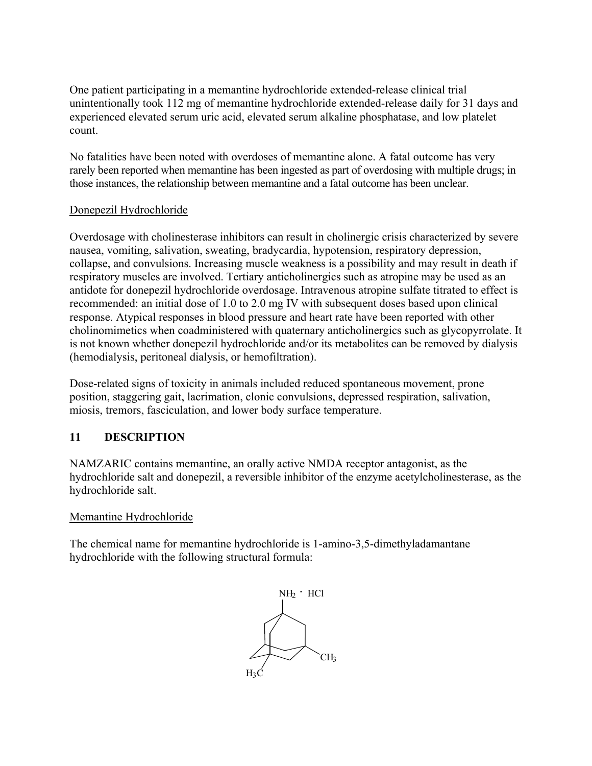One patient participating in a memantine hydrochloride extended-release clinical trial unintentionally took 112 mg of memantine hydrochloride extended-release daily for 31 days and experienced elevated serum uric acid, elevated serum alkaline phosphatase, and low platelet count.

No fatalities have been noted with overdoses of memantine alone. A fatal outcome has very rarely been reported when memantine has been ingested as part of overdosing with multiple drugs; in those instances, the relationship between memantine and a fatal outcome has been unclear.

Donepezil Hydrochloride

Overdosage with cholinesterase inhibitors can result in cholinergic crisis characterized by severe nausea, vomiting, salivation, sweating, bradycardia, hypotension, respiratory depression, collapse, and convulsions. Increasing muscle weakness is a possibility and may result in death if respiratory muscles are involved. Tertiary anticholinergics such as atropine may be used as an antidote for donepezil hydrochloride overdosage. Intravenous atropine sulfate titrated to effect is recommended: an initial dose of 1.0 to 2.0 mg IV with subsequent doses based upon clinical response. Atypical responses in blood pressure and heart rate have been reported with other cholinomimetics when coadministered with quaternary anticholinergics such as glycopyrrolate. It is not known whether donepezil hydrochloride and/or its metabolites can be removed by dialysis (hemodialysis, peritoneal dialysis, or hemofiltration).

Dose-related signs of toxicity in animals included reduced spontaneous movement, prone position, staggering gait, lacrimation, clonic convulsions, depressed respiration, salivation, miosis, tremors, fasciculation, and lower body surface temperature.

## 11 DESCRIPTION

NAMZARIC contains memantine, an orally active NMDA receptor antagonist, as the hydrochloride salt and donepezil, a reversible inhibitor of the enzyme acetylcholinesterase, as the hydrochloride salt.

Memantine Hydrochloride

The chemical name for memantine hydrochloride is 1-amino-3,5-dimethyladamantane hydrochloride with the following structural formula:

$NH_2 \cdot HCl$

$CH_3$

$H_3C$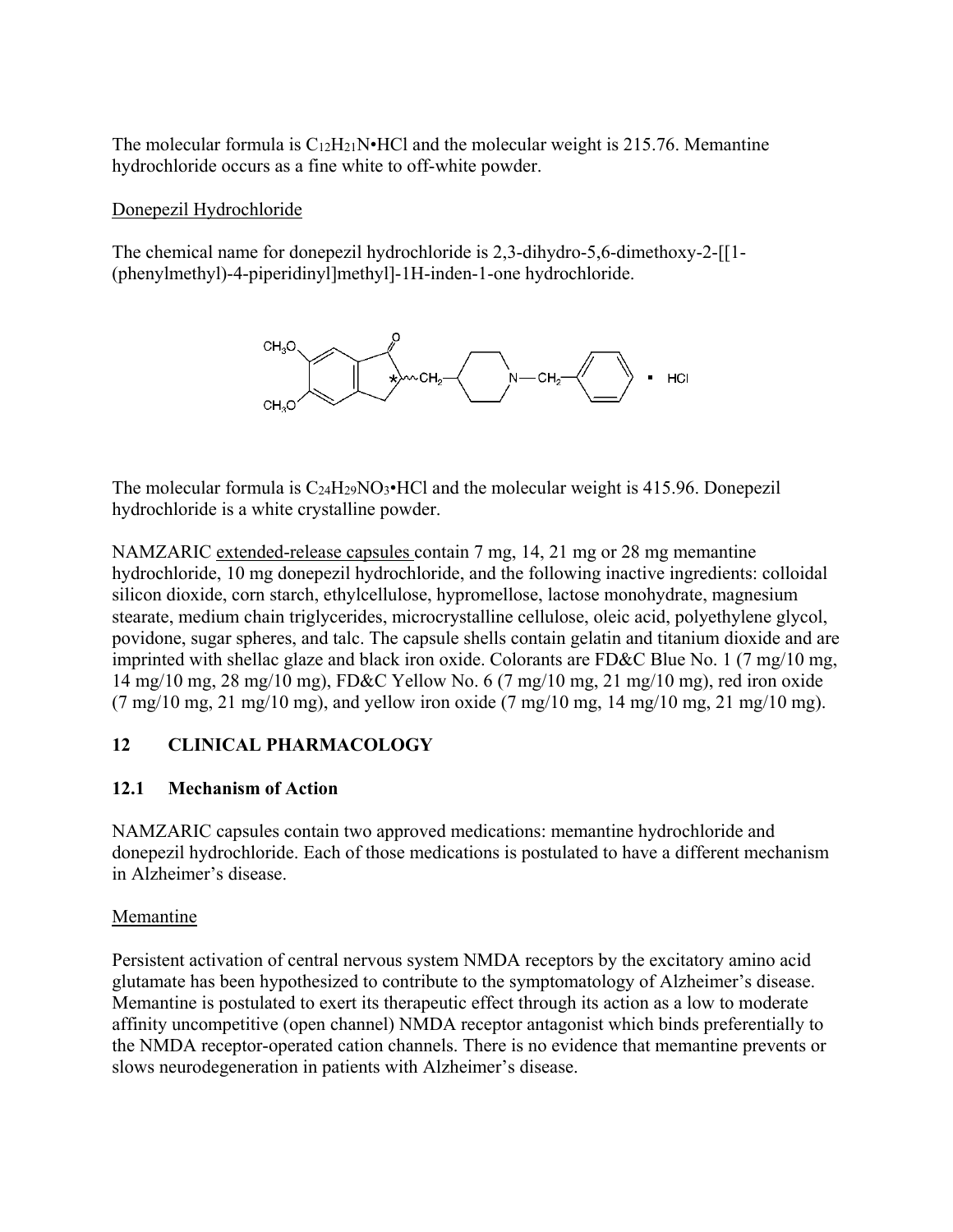The molecular formula is $C_{12}H_{21}N$•HCl and the molecular weight is 215.76. Memantine hydrochloride occurs as a fine white to off-white powder.

Donepezil Hydrochloride

The chemical name for donepezil hydrochloride is 2,3-dihydro-5,6-dimethoxy-2-[[1-(phenylmethyl)-4-piperidinyl]methyl]-1H-inden-1-one hydrochloride.

The molecular formula is $C_{24}H_{29}NO_3$•HCl and the molecular weight is 415.96. Donepezil hydrochloride is a white crystalline powder.

NAMZARIC extended-release capsules contain 7 mg, 14, 21 mg or 28 mg memantine hydrochloride, 10 mg donepezil hydrochloride, and the following inactive ingredients: colloidal silicon dioxide, corn starch, ethylcellulose, hypromellose, lactose monohydrate, magnesium stearate, medium chain triglycerides, microcrystalline cellulose, oleic acid, polyethylene glycol, povidone, sugar spheres, and talc. The capsule shells contain gelatin and titanium dioxide and are imprinted with shellac glaze and black iron oxide. Colorants are FD&C Blue No. 1 (7 mg/10 mg, 14 mg/10 mg, 28 mg/10 mg), FD&C Yellow No. 6 (7 mg/10 mg, 21 mg/10 mg), red iron oxide (7 mg/10 mg, 21 mg/10 mg), and yellow iron oxide (7 mg/10 mg, 14 mg/10 mg, 21 mg/10 mg).

## 12 CLINICAL PHARMACOLOGY

### 12.1 Mechanism of Action

NAMZARIC capsules contain two approved medications: memantine hydrochloride and donepezil hydrochloride. Each of those medications is postulated to have a different mechanism in Alzheimer's disease.

Memantine

Persistent activation of central nervous system NMDA receptors by the excitatory amino acid glutamate has been hypothesized to contribute to the symptomatology of Alzheimer's disease. Memantine is postulated to exert its therapeutic effect through its action as a low to moderate affinity uncompetitive (open channel) NMDA receptor antagonist which binds preferentially to the NMDA receptor-operated cation channels. There is no evidence that memantine prevents or slows neurodegeneration in patients with Alzheimer's disease.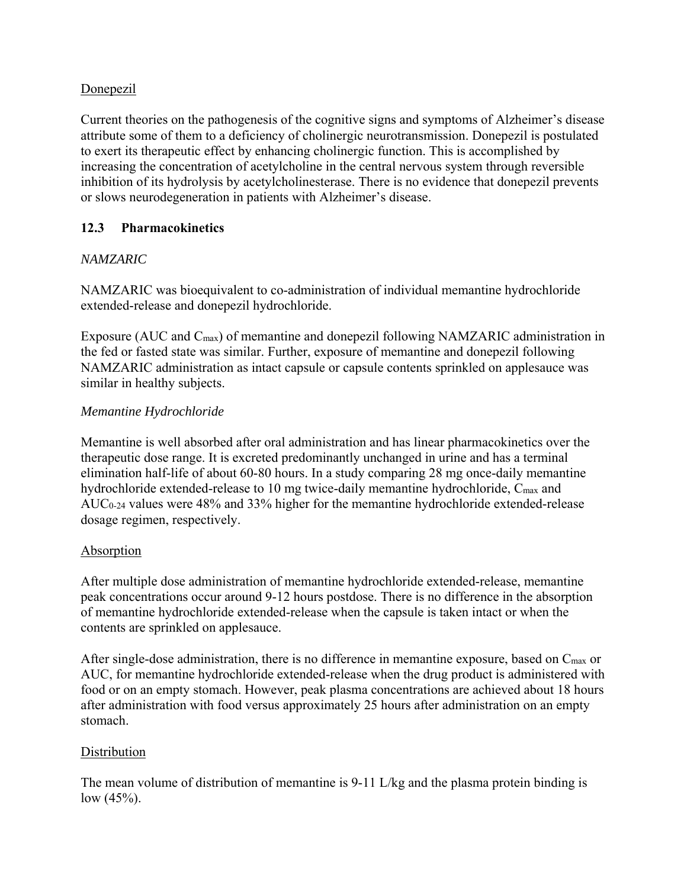<u>Donepezil</u>

Current theories on the pathogenesis of the cognitive signs and symptoms of Alzheimer's disease attribute some of them to a deficiency of cholinergic neurotransmission. Donepezil is postulated to exert its therapeutic effect by enhancing cholinergic function. This is accomplished by increasing the concentration of acetylcholine in the central nervous system through reversible inhibition of its hydrolysis by acetylcholinesterase. There is no evidence that donepezil prevents or slows neurodegeneration in patients with Alzheimer's disease.

### 12.3 Pharmacokinetics

*NAMZARIC*

NAMZARIC was bioequivalent to co-administration of individual memantine hydrochloride extended-release and donepezil hydrochloride.

Exposure (AUC and $C_{max}$) of memantine and donepezil following NAMZARIC administration in the fed or fasted state was similar. Further, exposure of memantine and donepezil following NAMZARIC administration as intact capsule or capsule contents sprinkled on applesauce was similar in healthy subjects.

*Memantine Hydrochloride*

Memantine is well absorbed after oral administration and has linear pharmacokinetics over the therapeutic dose range. It is excreted predominantly unchanged in urine and has a terminal elimination half-life of about 60-80 hours. In a study comparing 28 mg once-daily memantine hydrochloride extended-release to 10 mg twice-daily memantine hydrochloride, $C_{max}$ and $AUC_{0-24}$ values were 48% and 33% higher for the memantine hydrochloride extended-release dosage regimen, respectively.

<u>Absorption</u>

After multiple dose administration of memantine hydrochloride extended-release, memantine peak concentrations occur around 9-12 hours postdose. There is no difference in the absorption of memantine hydrochloride extended-release when the capsule is taken intact or when the contents are sprinkled on applesauce.

After single-dose administration, there is no difference in memantine exposure, based on $C_{max}$ or AUC, for memantine hydrochloride extended-release when the drug product is administered with food or on an empty stomach. However, peak plasma concentrations are achieved about 18 hours after administration with food versus approximately 25 hours after administration on an empty stomach.

<u>Distribution</u>

The mean volume of distribution of memantine is 9-11 L/kg and the plasma protein binding is low (45%).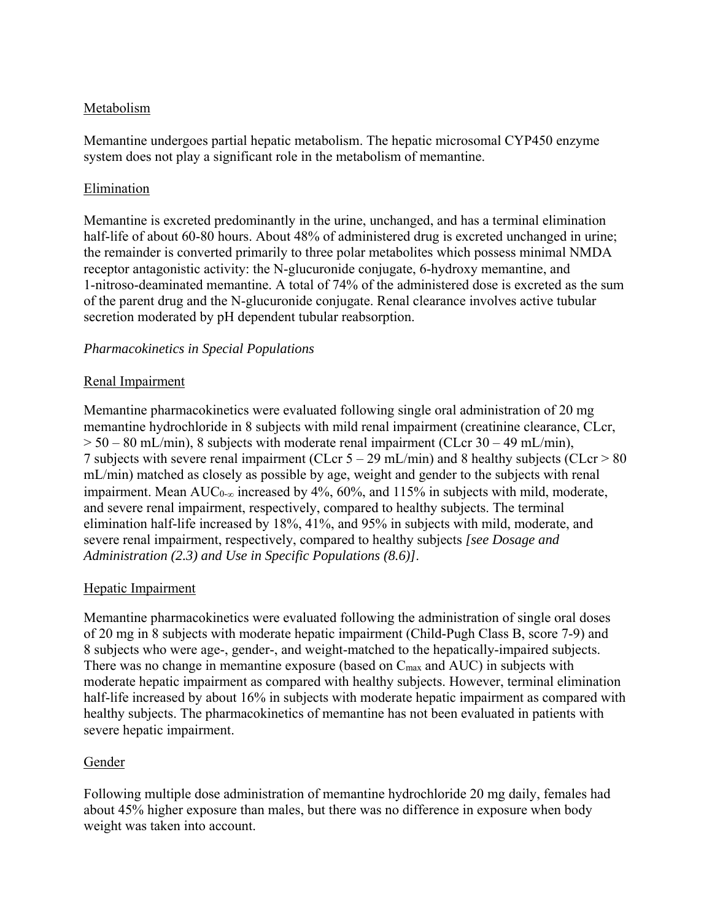Metabolism

Memantine undergoes partial hepatic metabolism. The hepatic microsomal CYP450 enzyme system does not play a significant role in the metabolism of memantine.

Elimination

Memantine is excreted predominantly in the urine, unchanged, and has a terminal elimination half-life of about 60-80 hours. About 48% of administered drug is excreted unchanged in urine; the remainder is converted primarily to three polar metabolites which possess minimal NMDA receptor antagonistic activity: the N-glucuronide conjugate, 6-hydroxy memantine, and 1-nitroso-deaminated memantine. A total of 74% of the administered dose is excreted as the sum of the parent drug and the N-glucuronide conjugate. Renal clearance involves active tubular secretion moderated by pH dependent tubular reabsorption.

*Pharmacokinetics in Special Populations*

Renal Impairment

Memantine pharmacokinetics were evaluated following single oral administration of 20 mg memantine hydrochloride in 8 subjects with mild renal impairment (creatinine clearance, CLcr, > 50 – 80 mL/min), 8 subjects with moderate renal impairment (CLcr 30 – 49 mL/min), 7 subjects with severe renal impairment (CLcr 5 – 29 mL/min) and 8 healthy subjects (CLcr > 80 mL/min) matched as closely as possible by age, weight and gender to the subjects with renal impairment. Mean $AUC_{0-\infty}$ increased by 4%, 60%, and 115% in subjects with mild, moderate, and severe renal impairment, respectively, compared to healthy subjects. The terminal elimination half-life increased by 18%, 41%, and 95% in subjects with mild, moderate, and severe renal impairment, respectively, compared to healthy subjects *[see Dosage and Administration (2.3) and Use in Specific Populations (8.6)]*.

Hepatic Impairment

Memantine pharmacokinetics were evaluated following the administration of single oral doses of 20 mg in 8 subjects with moderate hepatic impairment (Child-Pugh Class B, score 7-9) and 8 subjects who were age-, gender-, and weight-matched to the hepatically-impaired subjects. There was no change in memantine exposure (based on $C_{max}$ and AUC) in subjects with moderate hepatic impairment as compared with healthy subjects. However, terminal elimination half-life increased by about 16% in subjects with moderate hepatic impairment as compared with healthy subjects. The pharmacokinetics of memantine has not been evaluated in patients with severe hepatic impairment.

Gender

Following multiple dose administration of memantine hydrochloride 20 mg daily, females had about 45% higher exposure than males, but there was no difference in exposure when body weight was taken into account.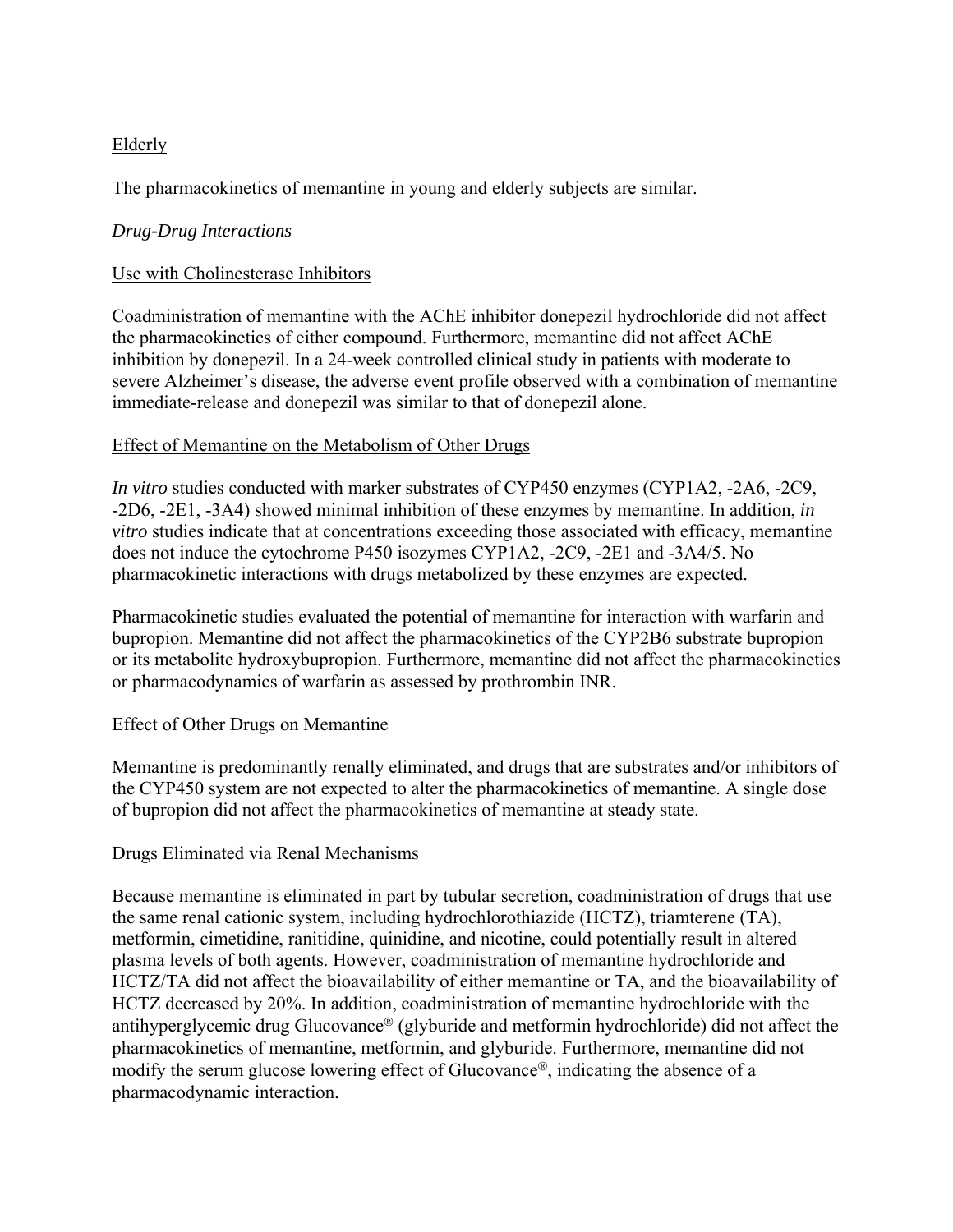Elderly

The pharmacokinetics of memantine in young and elderly subjects are similar.

*Drug-Drug Interactions*

Use with Cholinesterase Inhibitors

Coadministration of memantine with the AChE inhibitor donepezil hydrochloride did not affect the pharmacokinetics of either compound. Furthermore, memantine did not affect AChE inhibition by donepezil. In a 24-week controlled clinical study in patients with moderate to severe Alzheimer's disease, the adverse event profile observed with a combination of memantine immediate-release and donepezil was similar to that of donepezil alone.

Effect of Memantine on the Metabolism of Other Drugs

*In vitro* studies conducted with marker substrates of CYP450 enzymes (CYP1A2, -2A6, -2C9, -2D6, -2E1, -3A4) showed minimal inhibition of these enzymes by memantine. In addition, *in vitro* studies indicate that at concentrations exceeding those associated with efficacy, memantine does not induce the cytochrome P450 isozymes CYP1A2, -2C9, -2E1 and -3A4/5. No pharmacokinetic interactions with drugs metabolized by these enzymes are expected.

Pharmacokinetic studies evaluated the potential of memantine for interaction with warfarin and bupropion. Memantine did not affect the pharmacokinetics of the CYP2B6 substrate bupropion or its metabolite hydroxybupropion. Furthermore, memantine did not affect the pharmacokinetics or pharmacodynamics of warfarin as assessed by prothrombin INR.

Effect of Other Drugs on Memantine

Memantine is predominantly renally eliminated, and drugs that are substrates and/or inhibitors of the CYP450 system are not expected to alter the pharmacokinetics of memantine. A single dose of bupropion did not affect the pharmacokinetics of memantine at steady state.

Drugs Eliminated via Renal Mechanisms

Because memantine is eliminated in part by tubular secretion, coadministration of drugs that use the same renal cationic system, including hydrochlorothiazide (HCTZ), triamterene (TA), metformin, cimetidine, ranitidine, quinidine, and nicotine, could potentially result in altered plasma levels of both agents. However, coadministration of memantine hydrochloride and HCTZ/TA did not affect the bioavailability of either memantine or TA, and the bioavailability of HCTZ decreased by 20%. In addition, coadministration of memantine hydrochloride with the antihyperglycemic drug Glucovance® (glyburide and metformin hydrochloride) did not affect the pharmacokinetics of memantine, metformin, and glyburide. Furthermore, memantine did not modify the serum glucose lowering effect of Glucovance®, indicating the absence of a pharmacodynamic interaction.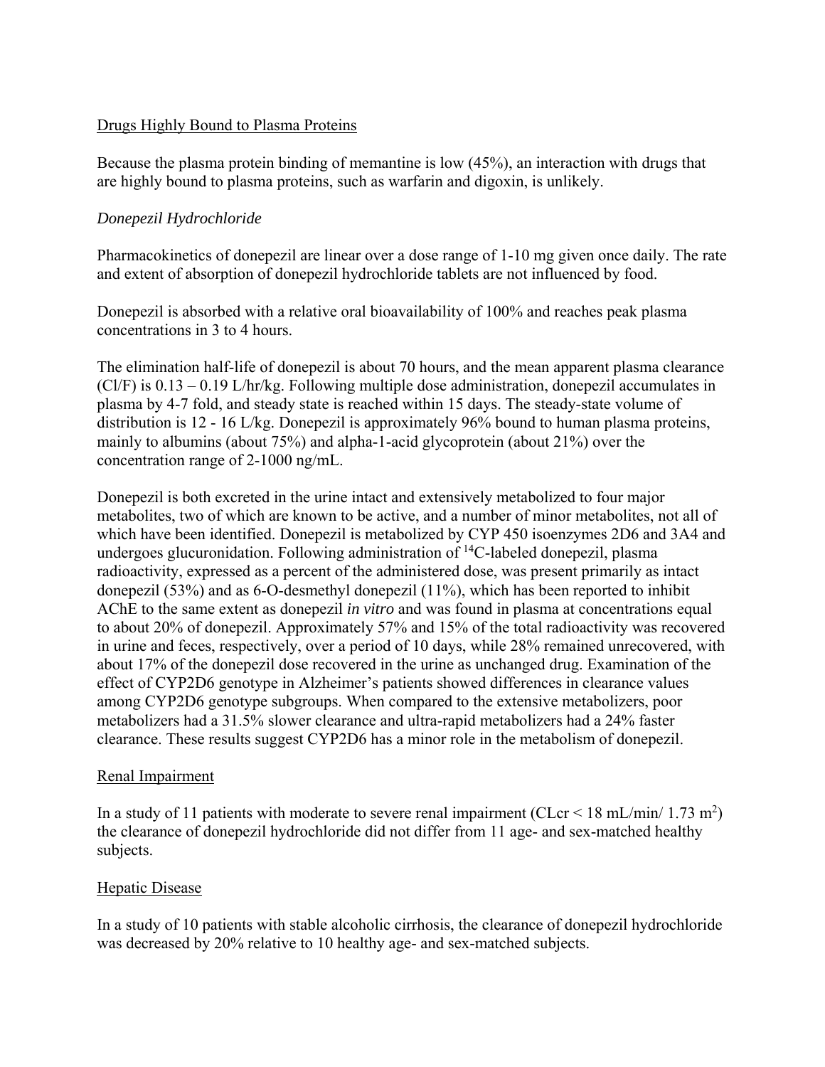Drugs Highly Bound to Plasma Proteins

Because the plasma protein binding of memantine is low (45%), an interaction with drugs that are highly bound to plasma proteins, such as warfarin and digoxin, is unlikely.

*Donepezil Hydrochloride*

Pharmacokinetics of donepezil are linear over a dose range of 1-10 mg given once daily. The rate and extent of absorption of donepezil hydrochloride tablets are not influenced by food.

Donepezil is absorbed with a relative oral bioavailability of 100% and reaches peak plasma concentrations in 3 to 4 hours.

The elimination half-life of donepezil is about 70 hours, and the mean apparent plasma clearance (Cl/F) is 0.13 – 0.19 L/hr/kg. Following multiple dose administration, donepezil accumulates in plasma by 4-7 fold, and steady state is reached within 15 days. The steady-state volume of distribution is 12 - 16 L/kg. Donepezil is approximately 96% bound to human plasma proteins, mainly to albumins (about 75%) and alpha-1-acid glycoprotein (about 21%) over the concentration range of 2-1000 ng/mL.

Donepezil is both excreted in the urine intact and extensively metabolized to four major metabolites, two of which are known to be active, and a number of minor metabolites, not all of which have been identified. Donepezil is metabolized by CYP 450 isoenzymes 2D6 and 3A4 and undergoes glucuronidation. Following administration of $^{14}C$-labeled donepezil, plasma radioactivity, expressed as a percent of the administered dose, was present primarily as intact donepezil (53%) and as 6-O-desmethyl donepezil (11%), which has been reported to inhibit AChE to the same extent as donepezil *in vitro* and was found in plasma at concentrations equal to about 20% of donepezil. Approximately 57% and 15% of the total radioactivity was recovered in urine and feces, respectively, over a period of 10 days, while 28% remained unrecovered, with about 17% of the donepezil dose recovered in the urine as unchanged drug. Examination of the effect of CYP2D6 genotype in Alzheimer's patients showed differences in clearance values among CYP2D6 genotype subgroups. When compared to the extensive metabolizers, poor metabolizers had a 31.5% slower clearance and ultra-rapid metabolizers had a 24% faster clearance. These results suggest CYP2D6 has a minor role in the metabolism of donepezil.

Renal Impairment

In a study of 11 patients with moderate to severe renal impairment (CLcr < 18 mL/min/ 1.73 $m^2$) the clearance of donepezil hydrochloride did not differ from 11 age- and sex-matched healthy subjects.

Hepatic Disease

In a study of 10 patients with stable alcoholic cirrhosis, the clearance of donepezil hydrochloride was decreased by 20% relative to 10 healthy age- and sex-matched subjects.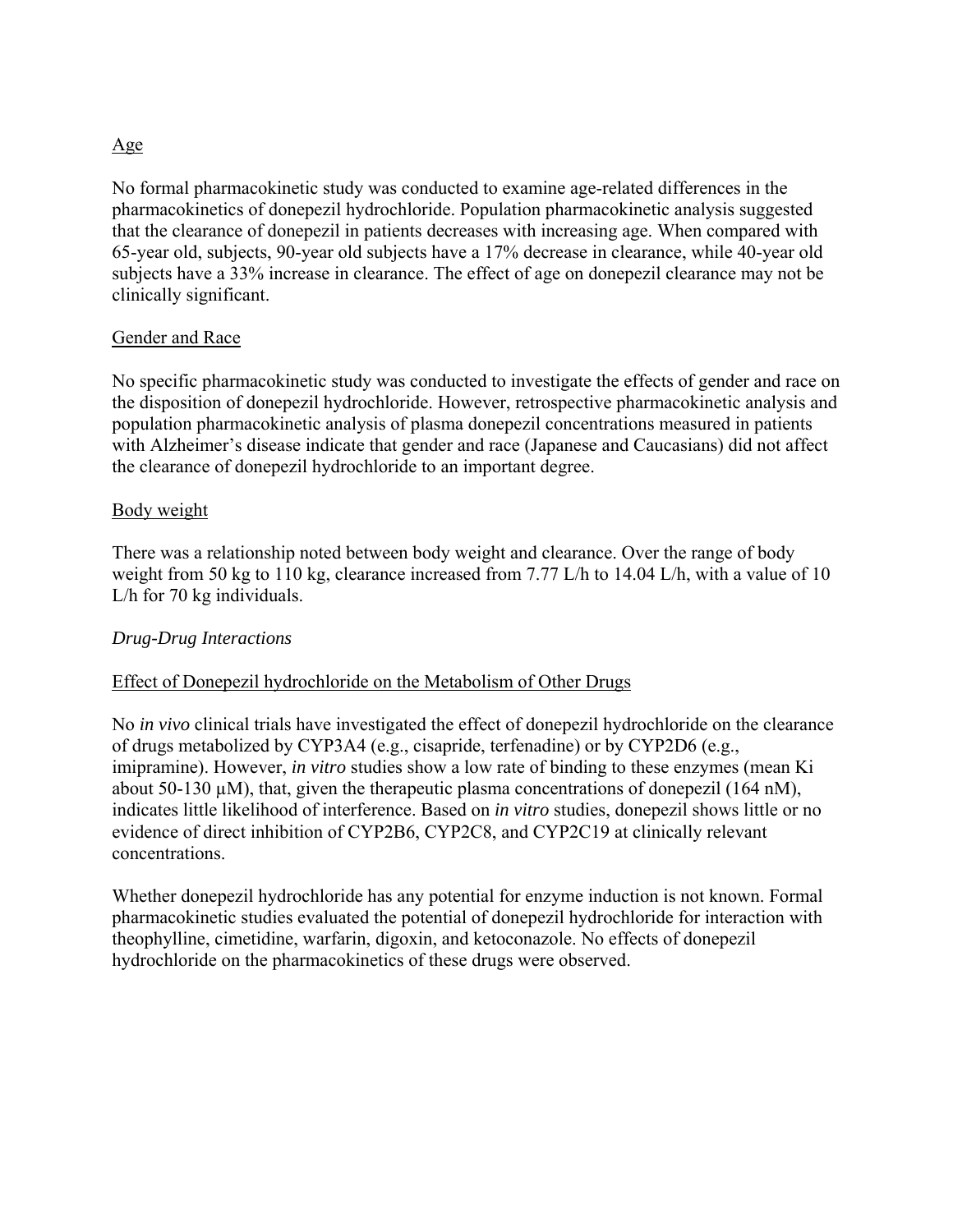Age

No formal pharmacokinetic study was conducted to examine age-related differences in the pharmacokinetics of donepezil hydrochloride. Population pharmacokinetic analysis suggested that the clearance of donepezil in patients decreases with increasing age. When compared with 65-year old, subjects, 90-year old subjects have a 17% decrease in clearance, while 40-year old subjects have a 33% increase in clearance. The effect of age on donepezil clearance may not be clinically significant.

Gender and Race

No specific pharmacokinetic study was conducted to investigate the effects of gender and race on the disposition of donepezil hydrochloride. However, retrospective pharmacokinetic analysis and population pharmacokinetic analysis of plasma donepezil concentrations measured in patients with Alzheimer's disease indicate that gender and race (Japanese and Caucasians) did not affect the clearance of donepezil hydrochloride to an important degree.

Body weight

There was a relationship noted between body weight and clearance. Over the range of body weight from 50 kg to 110 kg, clearance increased from 7.77 L/h to 14.04 L/h, with a value of 10 L/h for 70 kg individuals.

*Drug-Drug Interactions*

Effect of Donepezil hydrochloride on the Metabolism of Other Drugs

No *in vivo* clinical trials have investigated the effect of donepezil hydrochloride on the clearance of drugs metabolized by CYP3A4 (e.g., cisapride, terfenadine) or by CYP2D6 (e.g., imipramine). However, *in vitro* studies show a low rate of binding to these enzymes (mean Ki about 50-130 μM), that, given the therapeutic plasma concentrations of donepezil (164 nM), indicates little likelihood of interference. Based on *in vitro* studies, donepezil shows little or no evidence of direct inhibition of CYP2B6, CYP2C8, and CYP2C19 at clinically relevant concentrations.

Whether donepezil hydrochloride has any potential for enzyme induction is not known. Formal pharmacokinetic studies evaluated the potential of donepezil hydrochloride for interaction with theophylline, cimetidine, warfarin, digoxin, and ketoconazole. No effects of donepezil hydrochloride on the pharmacokinetics of these drugs were observed.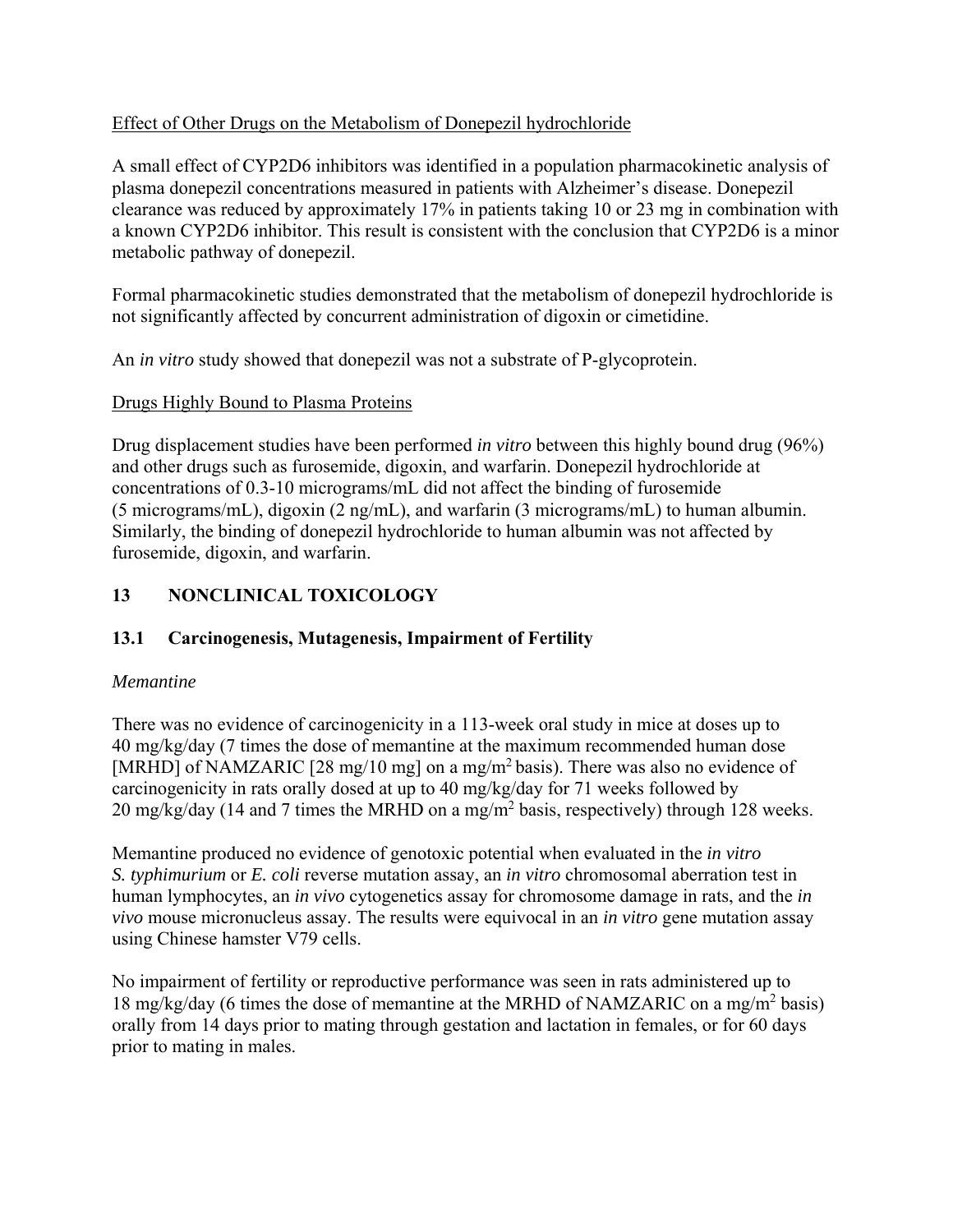Effect of Other Drugs on the Metabolism of Donepezil hydrochloride

A small effect of CYP2D6 inhibitors was identified in a population pharmacokinetic analysis of plasma donepezil concentrations measured in patients with Alzheimer's disease. Donepezil clearance was reduced by approximately 17% in patients taking 10 or 23 mg in combination with a known CYP2D6 inhibitor. This result is consistent with the conclusion that CYP2D6 is a minor metabolic pathway of donepezil.

Formal pharmacokinetic studies demonstrated that the metabolism of donepezil hydrochloride is not significantly affected by concurrent administration of digoxin or cimetidine.

An *in vitro* study showed that donepezil was not a substrate of P-glycoprotein.

Drugs Highly Bound to Plasma Proteins

Drug displacement studies have been performed *in vitro* between this highly bound drug (96%) and other drugs such as furosemide, digoxin, and warfarin. Donepezil hydrochloride at concentrations of 0.3-10 micrograms/mL did not affect the binding of furosemide (5 micrograms/mL), digoxin (2 ng/mL), and warfarin (3 micrograms/mL) to human albumin. Similarly, the binding of donepezil hydrochloride to human albumin was not affected by furosemide, digoxin, and warfarin.

## 13 NONCLINICAL TOXICOLOGY

### 13.1 Carcinogenesis, Mutagenesis, Impairment of Fertility

*Memantine*

There was no evidence of carcinogenicity in a 113-week oral study in mice at doses up to 40 mg/kg/day (7 times the dose of memantine at the maximum recommended human dose [MRHD] of NAMZARIC [28 mg/10 mg] on a mg/m$^2$ basis). There was also no evidence of carcinogenicity in rats orally dosed at up to 40 mg/kg/day for 71 weeks followed by 20 mg/kg/day (14 and 7 times the MRHD on a mg/m$^2$ basis, respectively) through 128 weeks.

Memantine produced no evidence of genotoxic potential when evaluated in the *in vitro S. typhimurium* or *E. coli* reverse mutation assay, an *in vitro* chromosomal aberration test in human lymphocytes, an *in vivo* cytogenetics assay for chromosome damage in rats, and the *in vivo* mouse micronucleus assay. The results were equivocal in an *in vitro* gene mutation assay using Chinese hamster V79 cells.

No impairment of fertility or reproductive performance was seen in rats administered up to 18 mg/kg/day (6 times the dose of memantine at the MRHD of NAMZARIC on a mg/m$^2$ basis) orally from 14 days prior to mating through gestation and lactation in females, or for 60 days prior to mating in males.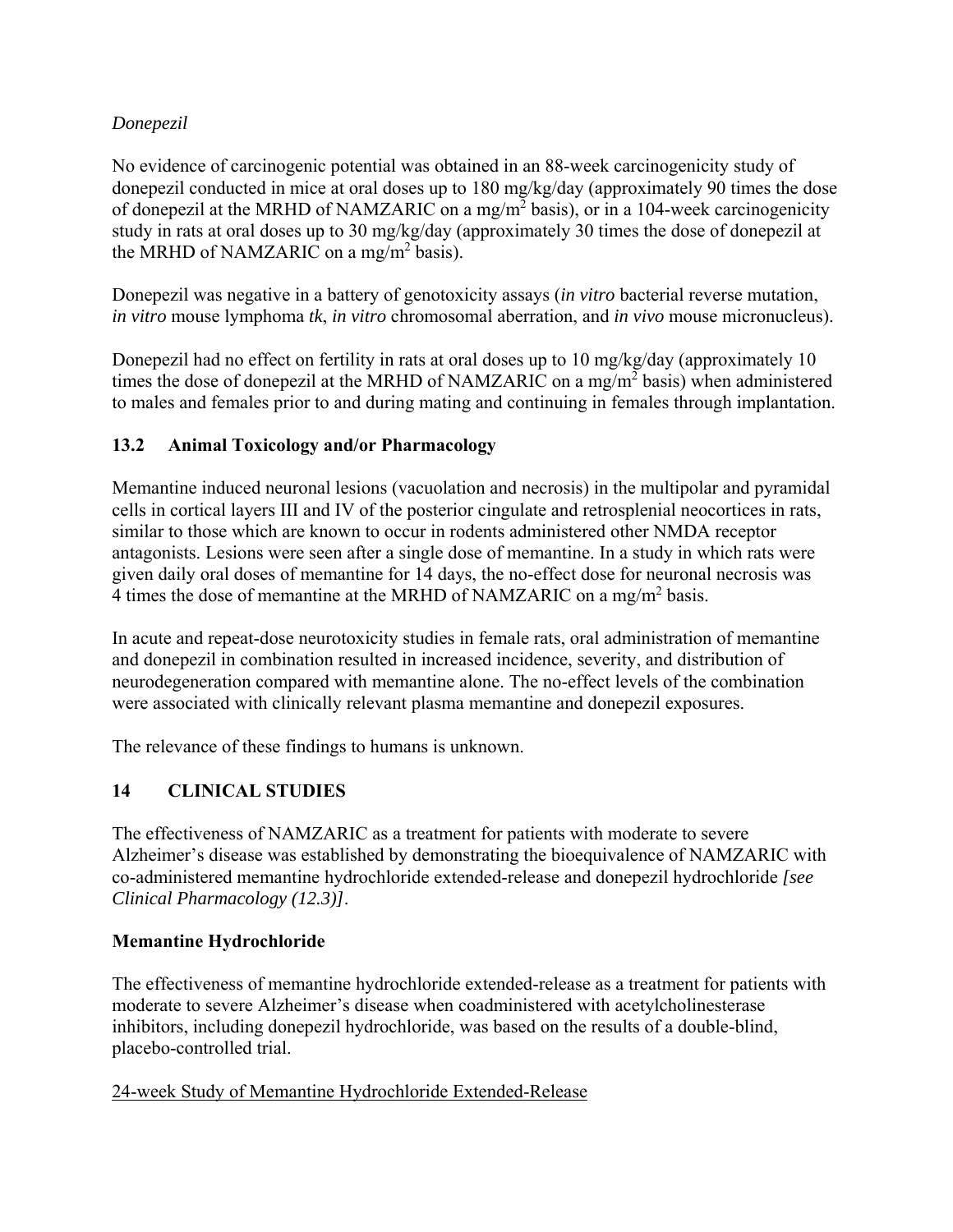*Donepezil*

No evidence of carcinogenic potential was obtained in an 88-week carcinogenicity study of donepezil conducted in mice at oral doses up to 180 mg/kg/day (approximately 90 times the dose of donepezil at the MRHD of NAMZARIC on a mg/m$^2$ basis), or in a 104-week carcinogenicity study in rats at oral doses up to 30 mg/kg/day (approximately 30 times the dose of donepezil at the MRHD of NAMZARIC on a mg/m$^2$ basis).

Donepezil was negative in a battery of genotoxicity assays (*in vitro* bacterial reverse mutation, *in vitro* mouse lymphoma *tk*, *in vitro* chromosomal aberration, and *in vivo* mouse micronucleus).

Donepezil had no effect on fertility in rats at oral doses up to 10 mg/kg/day (approximately 10 times the dose of donepezil at the MRHD of NAMZARIC on a mg/m$^2$ basis) when administered to males and females prior to and during mating and continuing in females through implantation.

### 13.2 Animal Toxicology and/or Pharmacology

Memantine induced neuronal lesions (vacuolation and necrosis) in the multipolar and pyramidal cells in cortical layers III and IV of the posterior cingulate and retrosplenial neocortices in rats, similar to those which are known to occur in rodents administered other NMDA receptor antagonists. Lesions were seen after a single dose of memantine. In a study in which rats were given daily oral doses of memantine for 14 days, the no-effect dose for neuronal necrosis was 4 times the dose of memantine at the MRHD of NAMZARIC on a mg/m$^2$ basis.

In acute and repeat-dose neurotoxicity studies in female rats, oral administration of memantine and donepezil in combination resulted in increased incidence, severity, and distribution of neurodegeneration compared with memantine alone. The no-effect levels of the combination were associated with clinically relevant plasma memantine and donepezil exposures.

The relevance of these findings to humans is unknown.

## 14 CLINICAL STUDIES

The effectiveness of NAMZARIC as a treatment for patients with moderate to severe Alzheimer's disease was established by demonstrating the bioequivalence of NAMZARIC with co-administered memantine hydrochloride extended-release and donepezil hydrochloride *[see Clinical Pharmacology (12.3)]*.

**Memantine Hydrochloride**

The effectiveness of memantine hydrochloride extended-release as a treatment for patients with moderate to severe Alzheimer's disease when coadministered with acetylcholinesterase inhibitors, including donepezil hydrochloride, was based on the results of a double-blind, placebo-controlled trial.

<u>24-week Study of Memantine Hydrochloride Extended-Release</u>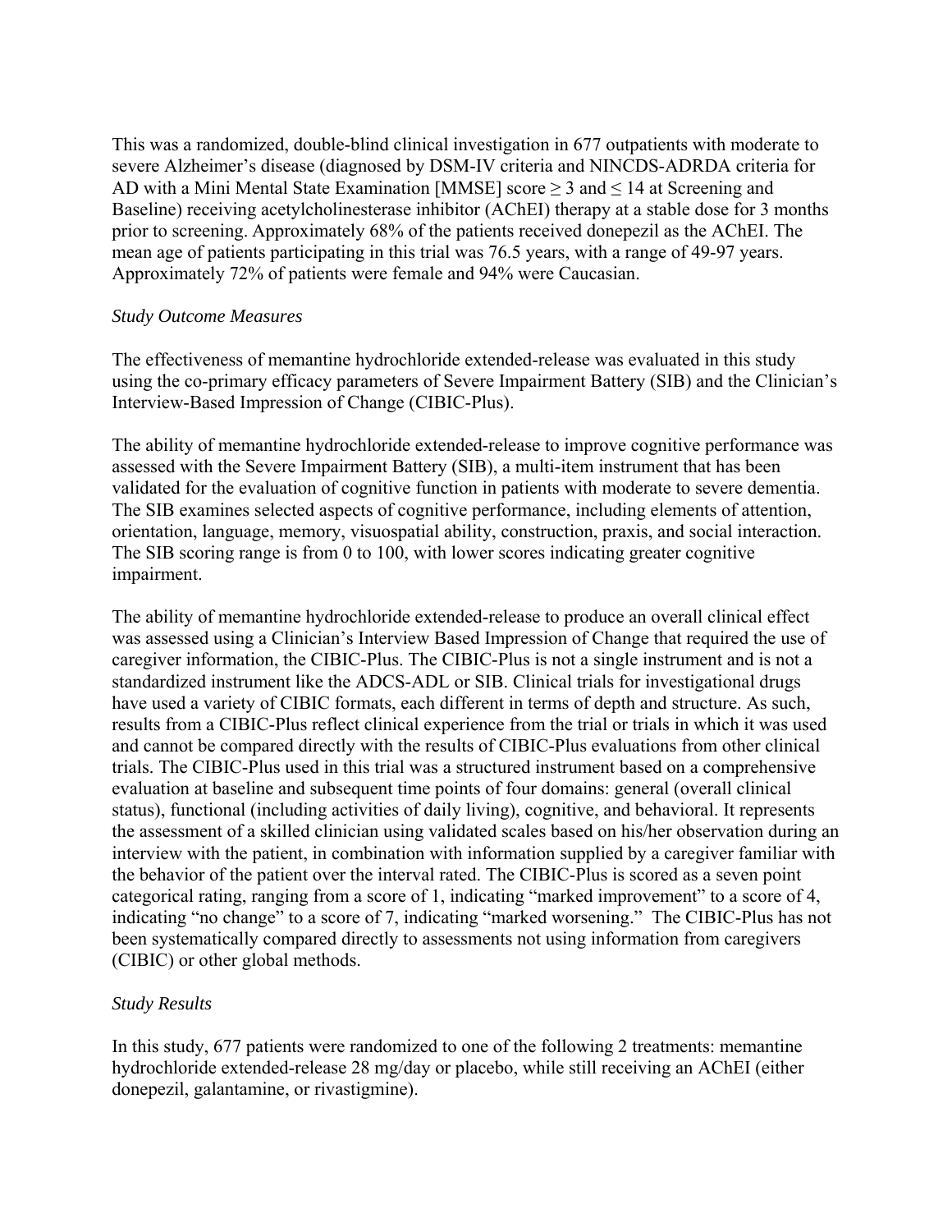This was a randomized, double-blind clinical investigation in 677 outpatients with moderate to severe Alzheimer's disease (diagnosed by DSM-IV criteria and NINCDS-ADRDA criteria for AD with a Mini Mental State Examination [MMSE] score ≥ 3 and ≤ 14 at Screening and Baseline) receiving acetylcholinesterase inhibitor (AChEI) therapy at a stable dose for 3 months prior to screening. Approximately 68% of the patients received donepezil as the AChEI. The mean age of patients participating in this trial was 76.5 years, with a range of 49-97 years. Approximately 72% of patients were female and 94% were Caucasian.

*Study Outcome Measures*

The effectiveness of memantine hydrochloride extended-release was evaluated in this study using the co-primary efficacy parameters of Severe Impairment Battery (SIB) and the Clinician's Interview-Based Impression of Change (CIBIC-Plus).

The ability of memantine hydrochloride extended-release to improve cognitive performance was assessed with the Severe Impairment Battery (SIB), a multi-item instrument that has been validated for the evaluation of cognitive function in patients with moderate to severe dementia. The SIB examines selected aspects of cognitive performance, including elements of attention, orientation, language, memory, visuospatial ability, construction, praxis, and social interaction. The SIB scoring range is from 0 to 100, with lower scores indicating greater cognitive impairment.

The ability of memantine hydrochloride extended-release to produce an overall clinical effect was assessed using a Clinician's Interview Based Impression of Change that required the use of caregiver information, the CIBIC-Plus. The CIBIC-Plus is not a single instrument and is not a standardized instrument like the ADCS-ADL or SIB. Clinical trials for investigational drugs have used a variety of CIBIC formats, each different in terms of depth and structure. As such, results from a CIBIC-Plus reflect clinical experience from the trial or trials in which it was used and cannot be compared directly with the results of CIBIC-Plus evaluations from other clinical trials. The CIBIC-Plus used in this trial was a structured instrument based on a comprehensive evaluation at baseline and subsequent time points of four domains: general (overall clinical status), functional (including activities of daily living), cognitive, and behavioral. It represents the assessment of a skilled clinician using validated scales based on his/her observation during an interview with the patient, in combination with information supplied by a caregiver familiar with the behavior of the patient over the interval rated. The CIBIC-Plus is scored as a seven point categorical rating, ranging from a score of 1, indicating "marked improvement" to a score of 4, indicating "no change" to a score of 7, indicating "marked worsening." The CIBIC-Plus has not been systematically compared directly to assessments not using information from caregivers (CIBIC) or other global methods.

*Study Results*

In this study, 677 patients were randomized to one of the following 2 treatments: memantine hydrochloride extended-release 28 mg/day or placebo, while still receiving an AChEI (either donepezil, galantamine, or rivastigmine).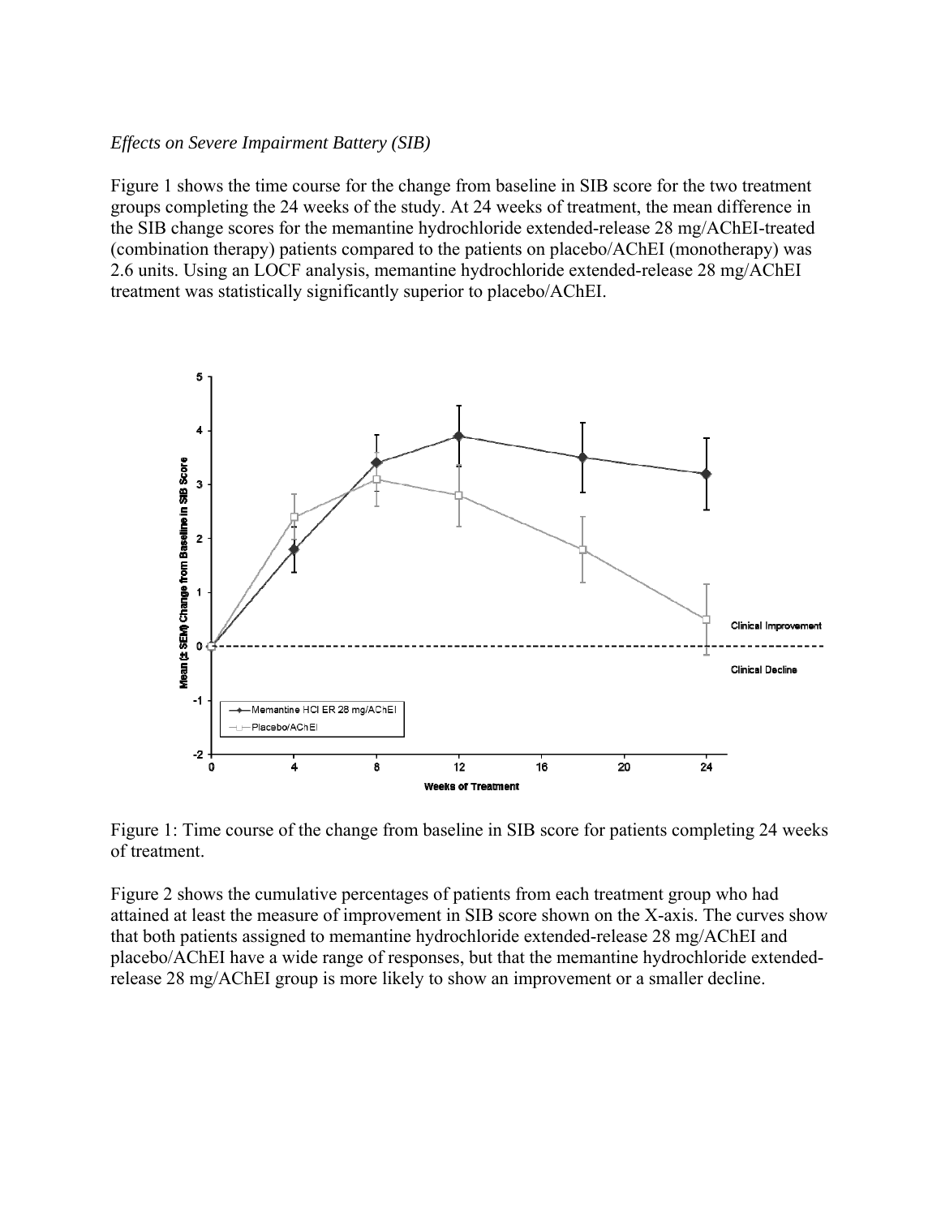*Effects on Severe Impairment Battery (SIB)*

Figure 1 shows the time course for the change from baseline in SIB score for the two treatment groups completing the 24 weeks of the study. At 24 weeks of treatment, the mean difference in the SIB change scores for the memantine hydrochloride extended-release 28 mg/AChEI-treated (combination therapy) patients compared to the patients on placebo/AChEI (monotherapy) was 2.6 units. Using an LOCF analysis, memantine hydrochloride extended-release 28 mg/AChEI treatment was statistically significantly superior to placebo/AChEI.

Figure 1: Time course of the change from baseline in SIB score for patients completing 24 weeks of treatment.

Figure 2 shows the cumulative percentages of patients from each treatment group who had attained at least the measure of improvement in SIB score shown on the X-axis. The curves show that both patients assigned to memantine hydrochloride extended-release 28 mg/AChEI and placebo/AChEI have a wide range of responses, but that the memantine hydrochloride extended-release 28 mg/AChEI group is more likely to show an improvement or a smaller decline.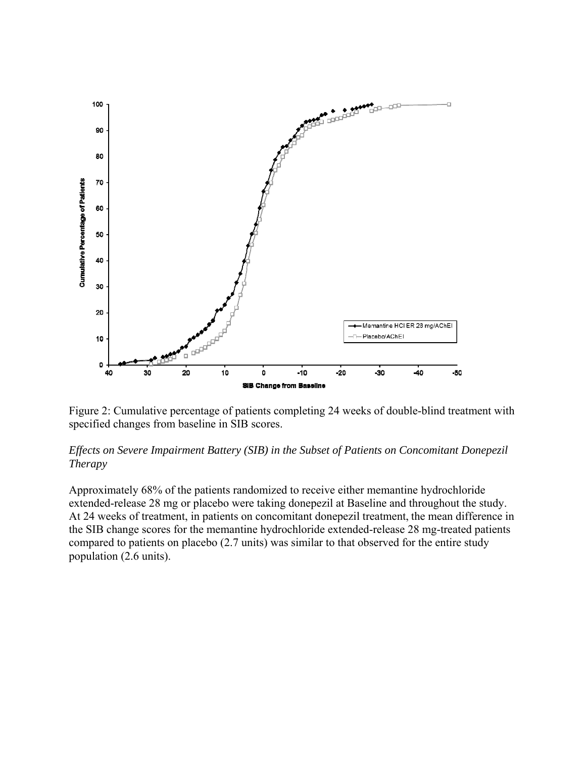Figure 2: Cumulative percentage of patients completing 24 weeks of double-blind treatment with specified changes from baseline in SIB scores.

*Effects on Severe Impairment Battery (SIB) in the Subset of Patients on Concomitant Donepezil Therapy*

Approximately 68% of the patients randomized to receive either memantine hydrochloride extended-release 28 mg or placebo were taking donepezil at Baseline and throughout the study. At 24 weeks of treatment, in patients on concomitant donepezil treatment, the mean difference in the SIB change scores for the memantine hydrochloride extended-release 28 mg-treated patients compared to patients on placebo (2.7 units) was similar to that observed for the entire study population (2.6 units).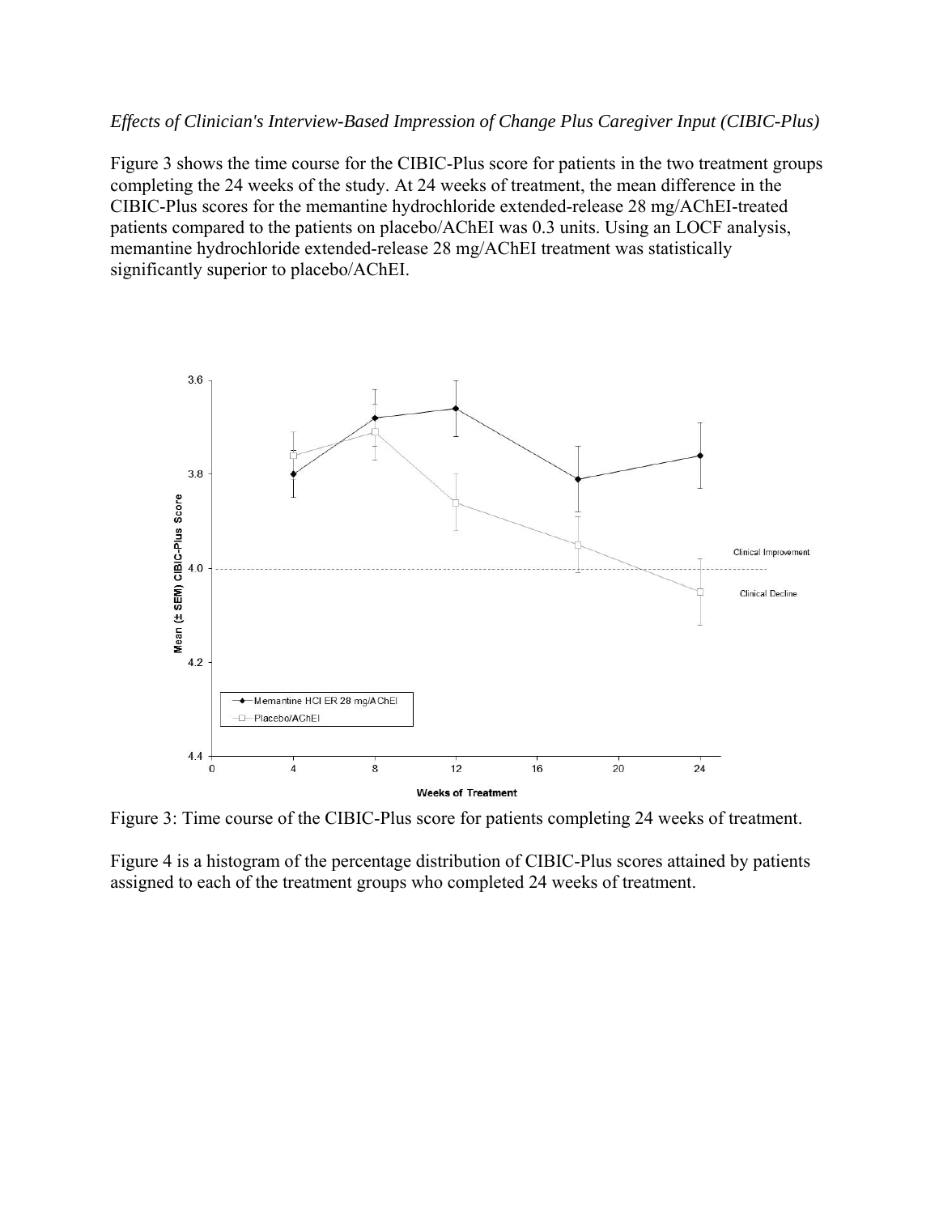*Effects of Clinician's Interview-Based Impression of Change Plus Caregiver Input (CIBIC-Plus)*

Figure 3 shows the time course for the CIBIC-Plus score for patients in the two treatment groups completing the 24 weeks of the study. At 24 weeks of treatment, the mean difference in the CIBIC-Plus scores for the memantine hydrochloride extended-release 28 mg/AChEI-treated patients compared to the patients on placebo/AChEI was 0.3 units. Using an LOCF analysis, memantine hydrochloride extended-release 28 mg/AChEI treatment was statistically significantly superior to placebo/AChEI.

Figure 3: Time course of the CIBIC-Plus score for patients completing 24 weeks of treatment.

Figure 4 is a histogram of the percentage distribution of CIBIC-Plus scores attained by patients assigned to each of the treatment groups who completed 24 weeks of treatment.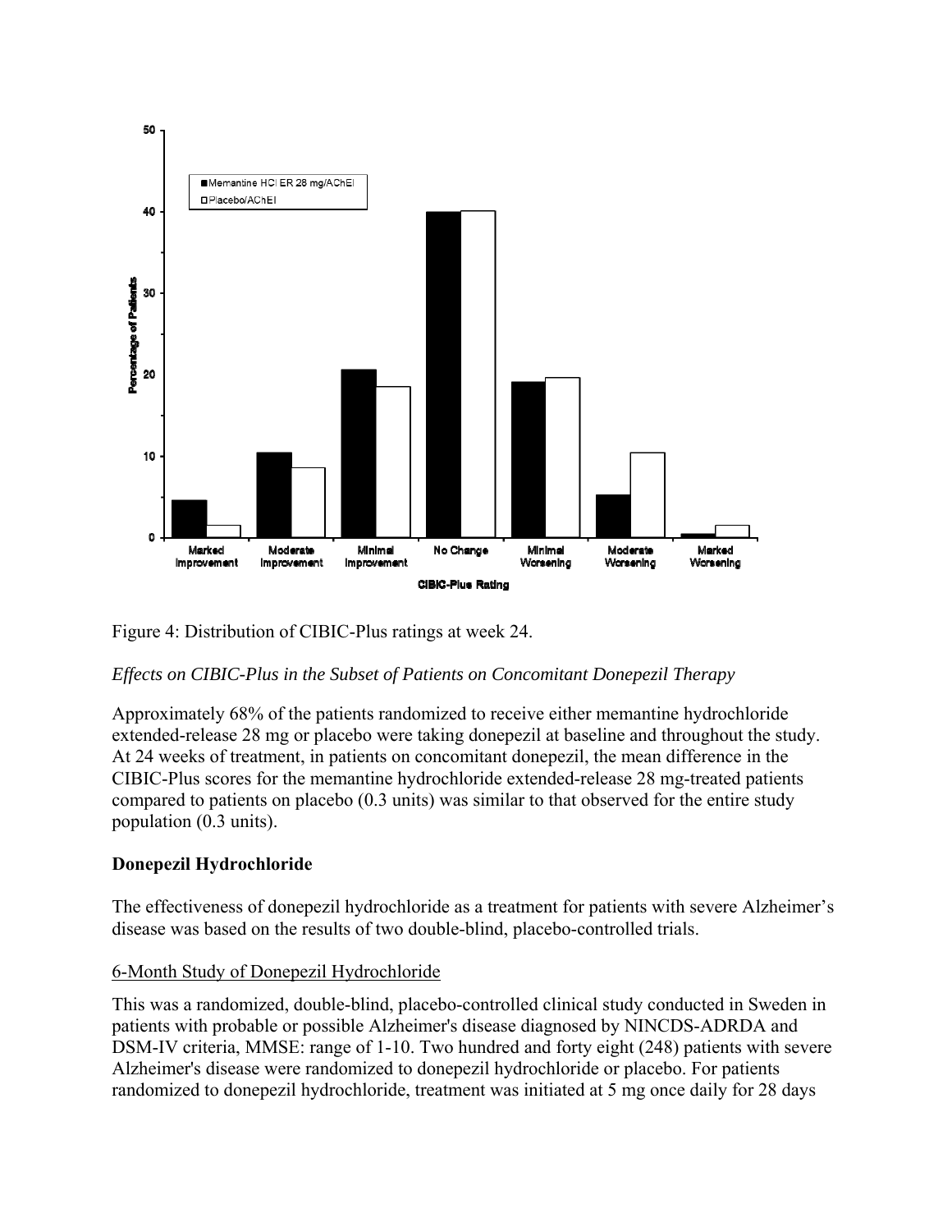Figure 4: Distribution of CIBIC-Plus ratings at week 24.

*Effects on CIBIC-Plus in the Subset of Patients on Concomitant Donepezil Therapy*

Approximately 68% of the patients randomized to receive either memantine hydrochloride extended-release 28 mg or placebo were taking donepezil at baseline and throughout the study. At 24 weeks of treatment, in patients on concomitant donepezil, the mean difference in the CIBIC-Plus scores for the memantine hydrochloride extended-release 28 mg-treated patients compared to patients on placebo (0.3 units) was similar to that observed for the entire study population (0.3 units).

**Donepezil Hydrochloride**

The effectiveness of donepezil hydrochloride as a treatment for patients with severe Alzheimer's disease was based on the results of two double-blind, placebo-controlled trials.

6-Month Study of Donepezil Hydrochloride

This was a randomized, double-blind, placebo-controlled clinical study conducted in Sweden in patients with probable or possible Alzheimer's disease diagnosed by NINCDS-ADRDA and DSM-IV criteria, MMSE: range of 1-10. Two hundred and forty eight (248) patients with severe Alzheimer's disease were randomized to donepezil hydrochloride or placebo. For patients randomized to donepezil hydrochloride, treatment was initiated at 5 mg once daily for 28 days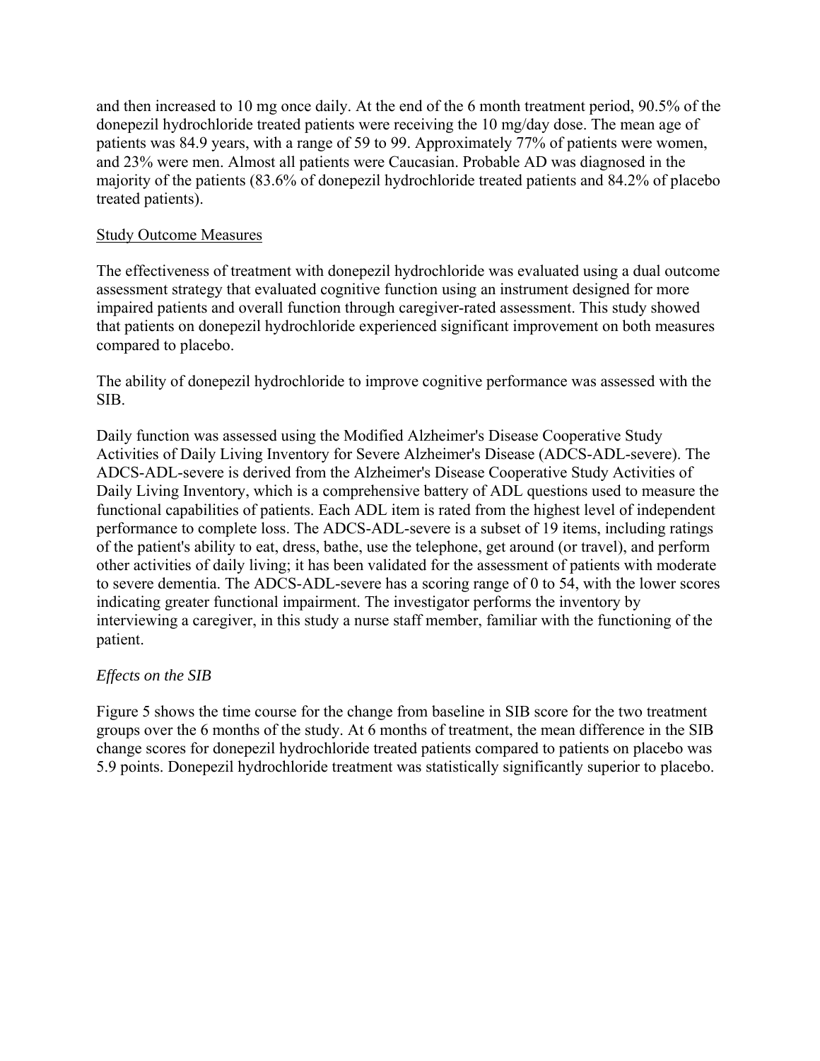and then increased to 10 mg once daily. At the end of the 6 month treatment period, 90.5% of the donepezil hydrochloride treated patients were receiving the 10 mg/day dose. The mean age of patients was 84.9 years, with a range of 59 to 99. Approximately 77% of patients were women, and 23% were men. Almost all patients were Caucasian. Probable AD was diagnosed in the majority of the patients (83.6% of donepezil hydrochloride treated patients and 84.2% of placebo treated patients).

Study Outcome Measures

The effectiveness of treatment with donepezil hydrochloride was evaluated using a dual outcome assessment strategy that evaluated cognitive function using an instrument designed for more impaired patients and overall function through caregiver-rated assessment. This study showed that patients on donepezil hydrochloride experienced significant improvement on both measures compared to placebo.

The ability of donepezil hydrochloride to improve cognitive performance was assessed with the SIB.

Daily function was assessed using the Modified Alzheimer's Disease Cooperative Study Activities of Daily Living Inventory for Severe Alzheimer's Disease (ADCS-ADL-severe). The ADCS-ADL-severe is derived from the Alzheimer's Disease Cooperative Study Activities of Daily Living Inventory, which is a comprehensive battery of ADL questions used to measure the functional capabilities of patients. Each ADL item is rated from the highest level of independent performance to complete loss. The ADCS-ADL-severe is a subset of 19 items, including ratings of the patient's ability to eat, dress, bathe, use the telephone, get around (or travel), and perform other activities of daily living; it has been validated for the assessment of patients with moderate to severe dementia. The ADCS-ADL-severe has a scoring range of 0 to 54, with the lower scores indicating greater functional impairment. The investigator performs the inventory by interviewing a caregiver, in this study a nurse staff member, familiar with the functioning of the patient.

*Effects on the SIB*

Figure 5 shows the time course for the change from baseline in SIB score for the two treatment groups over the 6 months of the study. At 6 months of treatment, the mean difference in the SIB change scores for donepezil hydrochloride treated patients compared to patients on placebo was 5.9 points. Donepezil hydrochloride treatment was statistically significantly superior to placebo.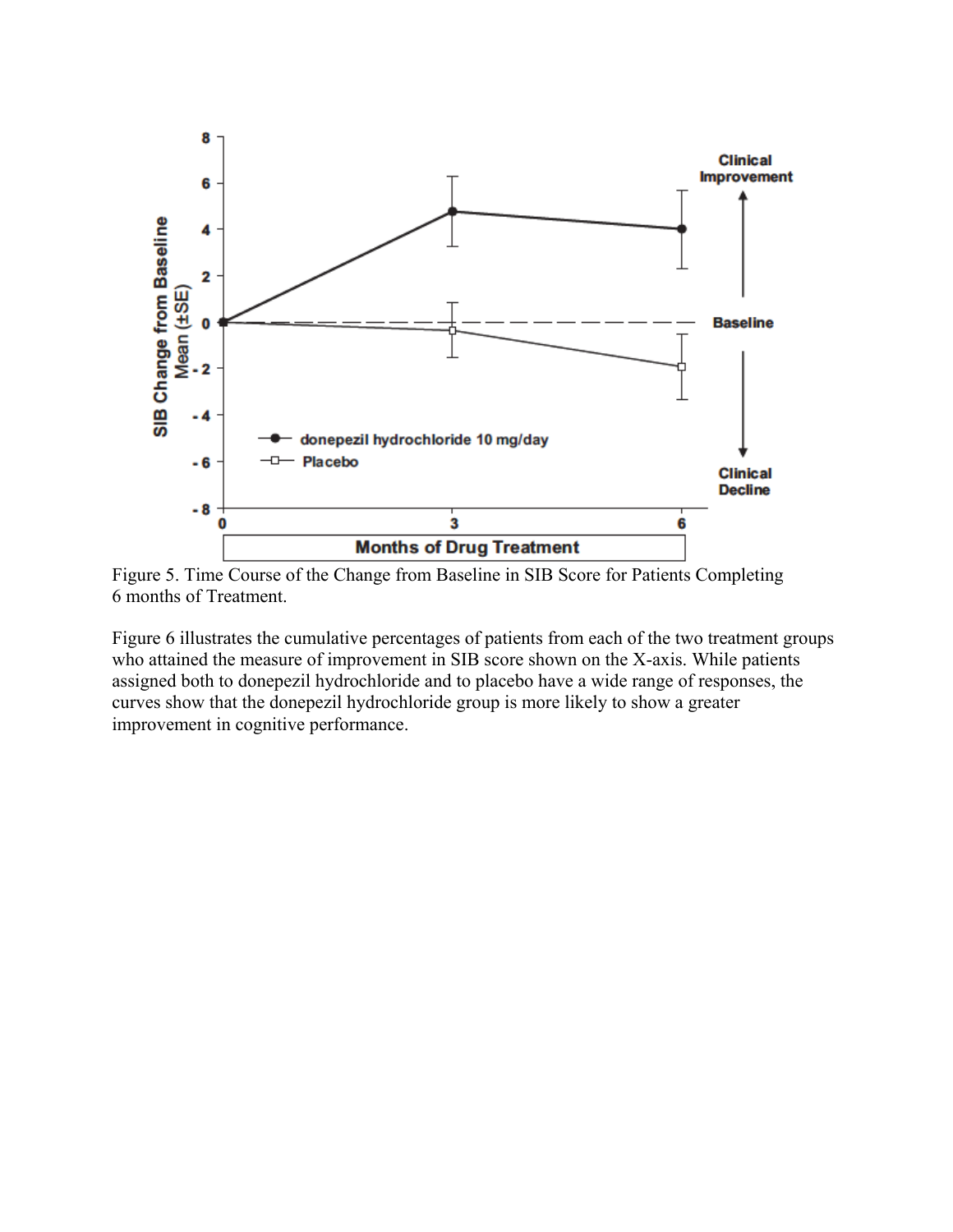Figure 5. Time Course of the Change from Baseline in SIB Score for Patients Completing 6 months of Treatment.

Figure 6 illustrates the cumulative percentages of patients from each of the two treatment groups who attained the measure of improvement in SIB score shown on the X-axis. While patients assigned both to donepezil hydrochloride and to placebo have a wide range of responses, the curves show that the donepezil hydrochloride group is more likely to show a greater improvement in cognitive performance.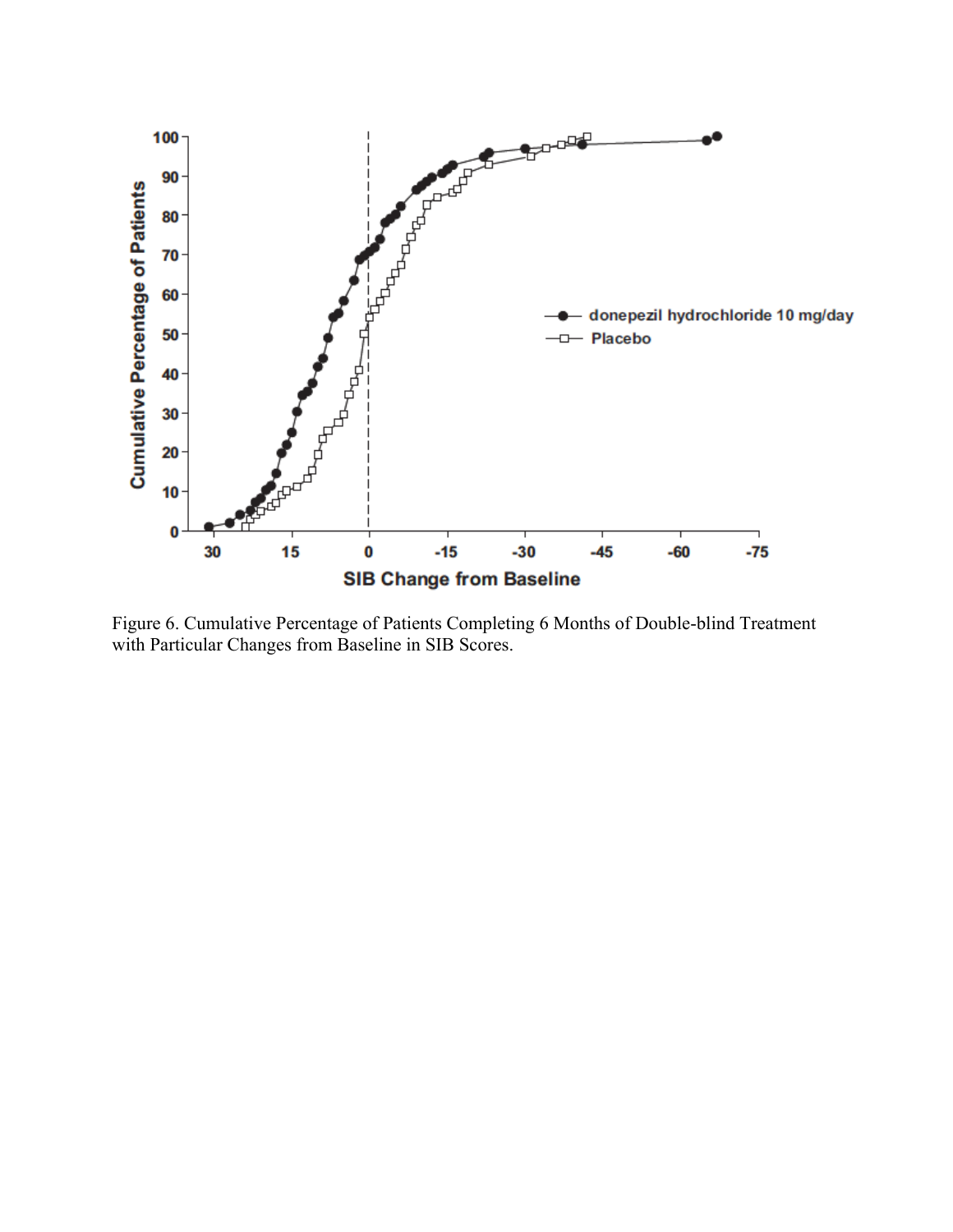Figure 6. Cumulative Percentage of Patients Completing 6 Months of Double-blind Treatment with Particular Changes from Baseline in SIB Scores.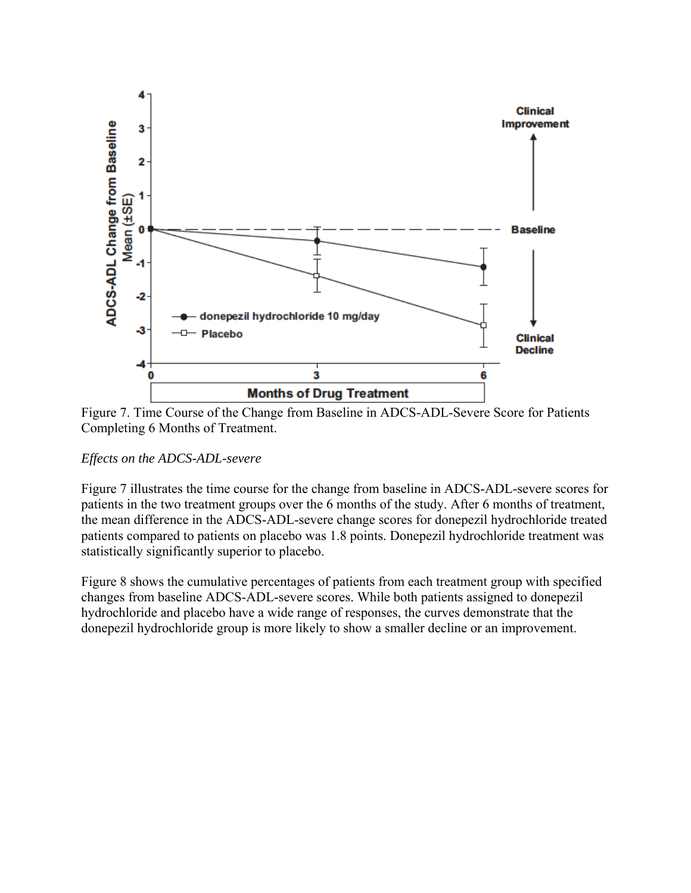Figure 7. Time Course of the Change from Baseline in ADCS-ADL-Severe Score for Patients Completing 6 Months of Treatment.

*Effects on the ADCS-ADL-severe*

Figure 7 illustrates the time course for the change from baseline in ADCS-ADL-severe scores for patients in the two treatment groups over the 6 months of the study. After 6 months of treatment, the mean difference in the ADCS-ADL-severe change scores for donepezil hydrochloride treated patients compared to patients on placebo was 1.8 points. Donepezil hydrochloride treatment was statistically significantly superior to placebo.

Figure 8 shows the cumulative percentages of patients from each treatment group with specified changes from baseline ADCS-ADL-severe scores. While both patients assigned to donepezil hydrochloride and placebo have a wide range of responses, the curves demonstrate that the donepezil hydrochloride group is more likely to show a smaller decline or an improvement.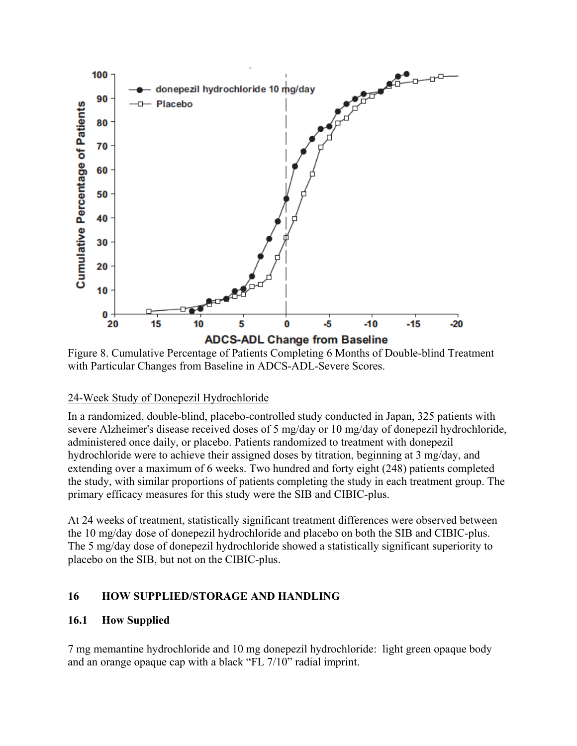Figure 8. Cumulative Percentage of Patients Completing 6 Months of Double-blind Treatment with Particular Changes from Baseline in ADCS-ADL-Severe Scores.

24-Week Study of Donepezil Hydrochloride

In a randomized, double-blind, placebo-controlled study conducted in Japan, 325 patients with severe Alzheimer's disease received doses of 5 mg/day or 10 mg/day of donepezil hydrochloride, administered once daily, or placebo. Patients randomized to treatment with donepezil hydrochloride were to achieve their assigned doses by titration, beginning at 3 mg/day, and extending over a maximum of 6 weeks. Two hundred and forty eight (248) patients completed the study, with similar proportions of patients completing the study in each treatment group. The primary efficacy measures for this study were the SIB and CIBIC-plus.

At 24 weeks of treatment, statistically significant treatment differences were observed between the 10 mg/day dose of donepezil hydrochloride and placebo on both the SIB and CIBIC-plus. The 5 mg/day dose of donepezil hydrochloride showed a statistically significant superiority to placebo on the SIB, but not on the CIBIC-plus.

# 16 HOW SUPPLIED/STORAGE AND HANDLING

## 16.1 How Supplied

7 mg memantine hydrochloride and 10 mg donepezil hydrochloride: light green opaque body and an orange opaque cap with a black "FL 7/10" radial imprint.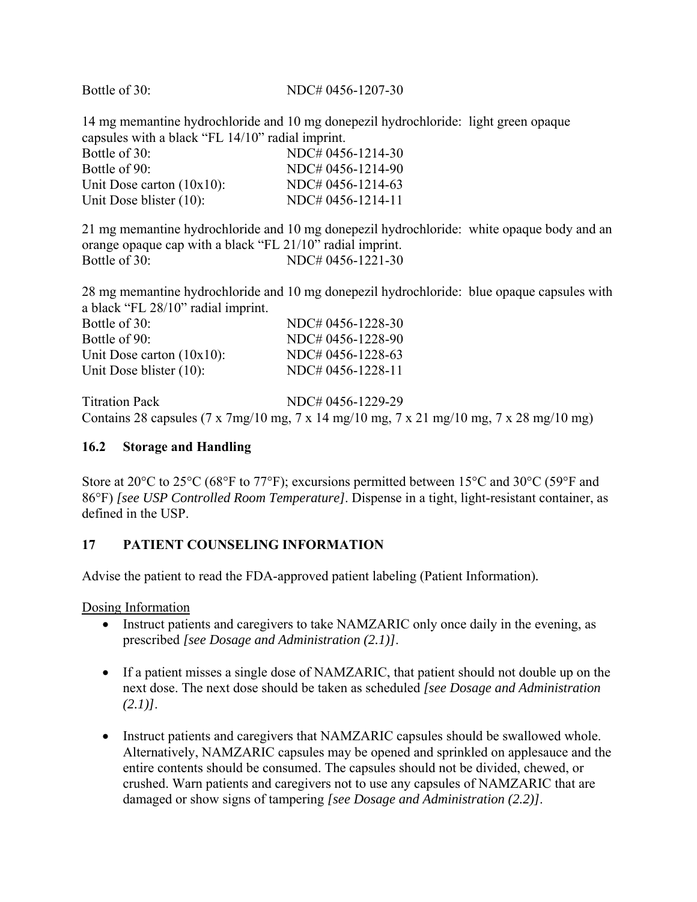Bottle of 30: NDC# 0456-1207-30

14 mg memantine hydrochloride and 10 mg donepezil hydrochloride: light green opaque capsules with a black "FL 14/10" radial imprint.

| | |
|---|---|
| Bottle of 30: | NDC# 0456-1214-30 |
| Bottle of 90: | NDC# 0456-1214-90 |
| Unit Dose carton (10x10): | NDC# 0456-1214-63 |
| Unit Dose blister (10): | NDC# 0456-1214-11 |

21 mg memantine hydrochloride and 10 mg donepezil hydrochloride: white opaque body and an orange opaque cap with a black "FL 21/10" radial imprint.

Bottle of 30: NDC# 0456-1221-30

28 mg memantine hydrochloride and 10 mg donepezil hydrochloride: blue opaque capsules with a black "FL 28/10" radial imprint.

| | |
|---|---|
| Bottle of 30: | NDC# 0456-1228-30 |
| Bottle of 90: | NDC# 0456-1228-90 |
| Unit Dose carton (10x10): | NDC# 0456-1228-63 |
| Unit Dose blister (10): | NDC# 0456-1228-11 |

Titration Pack NDC# 0456-1229-29

Contains 28 capsules (7 x 7mg/10 mg, 7 x 14 mg/10 mg, 7 x 21 mg/10 mg, 7 x 28 mg/10 mg)

### 16.2 Storage and Handling

Store at 20°C to 25°C (68°F to 77°F); excursions permitted between 15°C and 30°C (59°F and 86°F) *[see USP Controlled Room Temperature]*. Dispense in a tight, light-resistant container, as defined in the USP.

## 17 PATIENT COUNSELING INFORMATION

Advise the patient to read the FDA-approved patient labeling (Patient Information).

<u>Dosing Information</u>

- Instruct patients and caregivers to take NAMZARIC only once daily in the evening, as prescribed *[see Dosage and Administration (2.1)]*.
- If a patient misses a single dose of NAMZARIC, that patient should not double up on the next dose. The next dose should be taken as scheduled *[see Dosage and Administration (2.1)]*.
- Instruct patients and caregivers that NAMZARIC capsules should be swallowed whole. Alternatively, NAMZARIC capsules may be opened and sprinkled on applesauce and the entire contents should be consumed. The capsules should not be divided, chewed, or crushed. Warn patients and caregivers not to use any capsules of NAMZARIC that are damaged or show signs of tampering *[see Dosage and Administration (2.2)]*.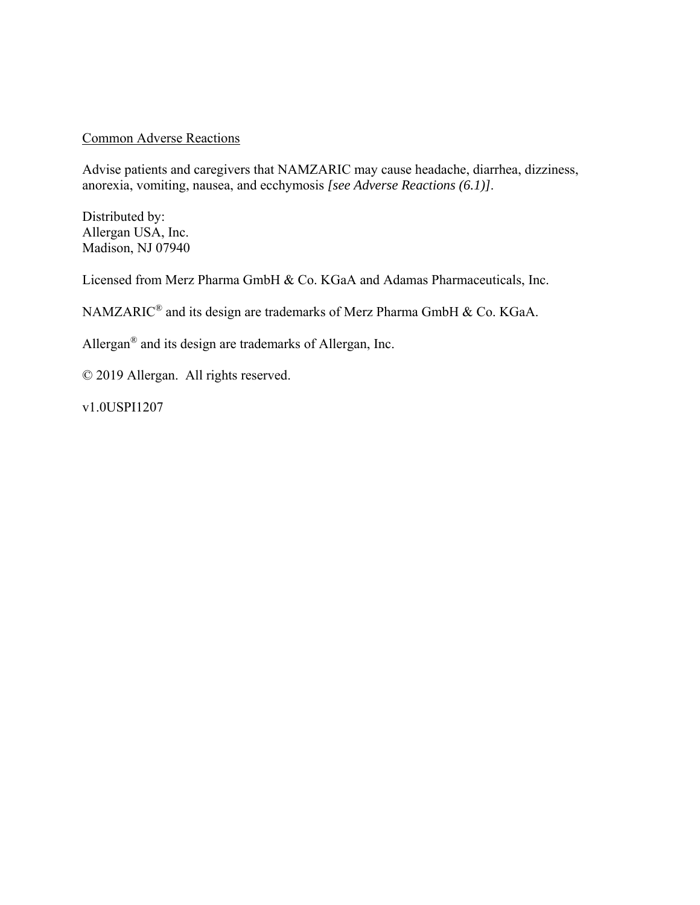Common Adverse Reactions

Advise patients and caregivers that NAMZARIC may cause headache, diarrhea, dizziness, anorexia, vomiting, nausea, and ecchymosis *[see Adverse Reactions (6.1)]*.

Distributed by:
Allergan USA, Inc.
Madison, NJ 07940

Licensed from Merz Pharma GmbH & Co. KGaA and Adamas Pharmaceuticals, Inc.

NAMZARIC® and its design are trademarks of Merz Pharma GmbH & Co. KGaA.

Allergan® and its design are trademarks of Allergan, Inc.

© 2019 Allergan. All rights reserved.

v1.0USPI1207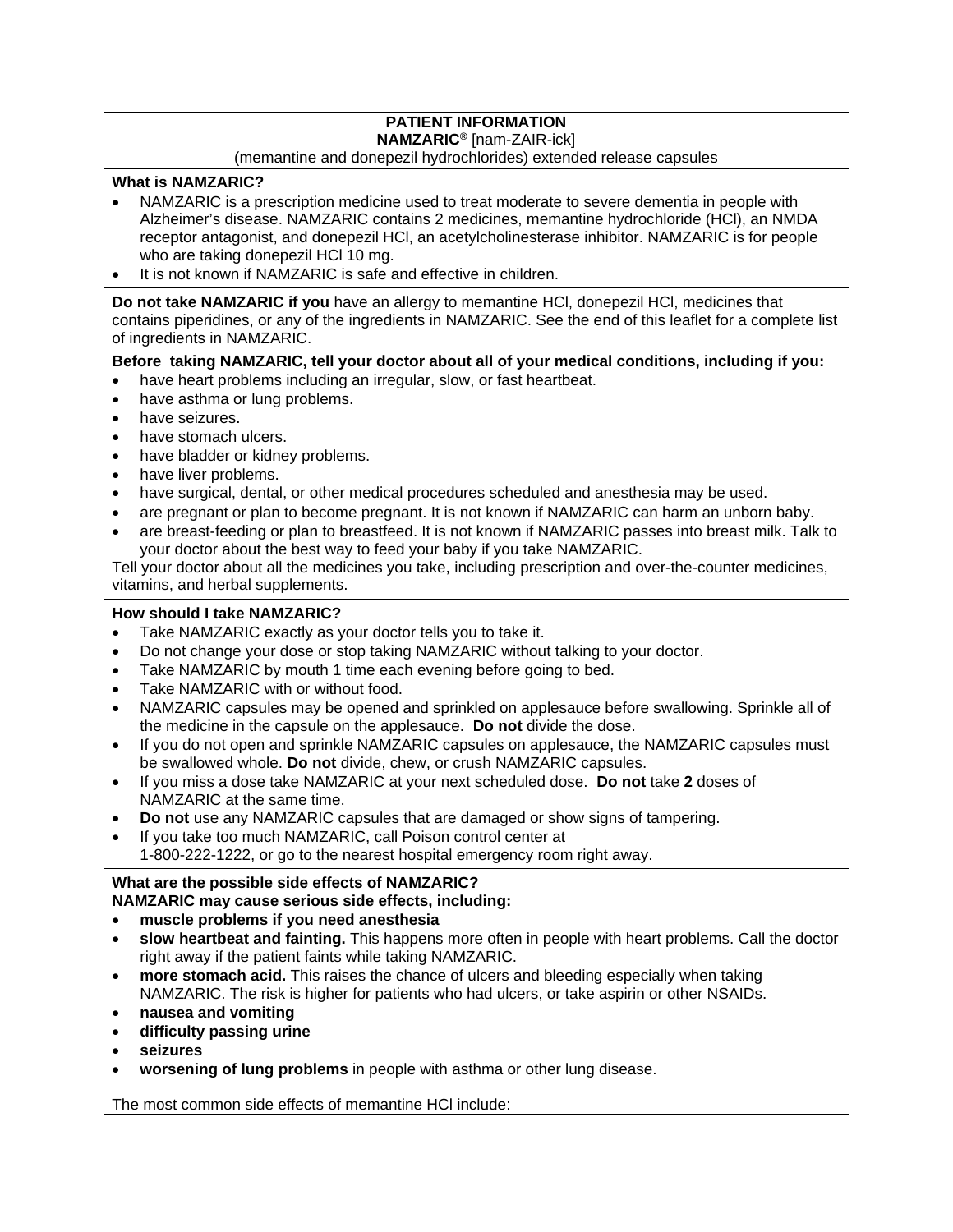## PATIENT INFORMATION

**NAMZARIC®** [nam-ZAIR-ick]

(memantine and donepezil hydrochlorides) extended release capsules

**What is NAMZARIC?**

- NAMZARIC is a prescription medicine used to treat moderate to severe dementia in people with Alzheimer's disease. NAMZARIC contains 2 medicines, memantine hydrochloride (HCl), an NMDA receptor antagonist, and donepezil HCl, an acetylcholinesterase inhibitor. NAMZARIC is for people who are taking donepezil HCl 10 mg.
- It is not known if NAMZARIC is safe and effective in children.

**Do not take NAMZARIC if you** have an allergy to memantine HCl, donepezil HCl, medicines that contains piperidines, or any of the ingredients in NAMZARIC. See the end of this leaflet for a complete list of ingredients in NAMZARIC.

**Before taking NAMZARIC, tell your doctor about all of your medical conditions, including if you:**

- have heart problems including an irregular, slow, or fast heartbeat.
- have asthma or lung problems.
- have seizures.
- have stomach ulcers.
- have bladder or kidney problems.
- have liver problems.
- have surgical, dental, or other medical procedures scheduled and anesthesia may be used.
- are pregnant or plan to become pregnant. It is not known if NAMZARIC can harm an unborn baby.
- are breast-feeding or plan to breastfeed. It is not known if NAMZARIC passes into breast milk. Talk to your doctor about the best way to feed your baby if you take NAMZARIC.

Tell your doctor about all the medicines you take, including prescription and over-the-counter medicines, vitamins, and herbal supplements.

**How should I take NAMZARIC?**

- Take NAMZARIC exactly as your doctor tells you to take it.
- Do not change your dose or stop taking NAMZARIC without talking to your doctor.
- Take NAMZARIC by mouth 1 time each evening before going to bed.
- Take NAMZARIC with or without food.
- NAMZARIC capsules may be opened and sprinkled on applesauce before swallowing. Sprinkle all of the medicine in the capsule on the applesauce. **Do not** divide the dose.
- If you do not open and sprinkle NAMZARIC capsules on applesauce, the NAMZARIC capsules must be swallowed whole. **Do not** divide, chew, or crush NAMZARIC capsules.
- If you miss a dose take NAMZARIC at your next scheduled dose. **Do not** take **2** doses of NAMZARIC at the same time.
- **Do not** use any NAMZARIC capsules that are damaged or show signs of tampering.
- If you take too much NAMZARIC, call Poison control center at 1-800-222-1222, or go to the nearest hospital emergency room right away.

**What are the possible side effects of NAMZARIC?**

**NAMZARIC may cause serious side effects, including:**

- **muscle problems if you need anesthesia**
- **slow heartbeat and fainting.** This happens more often in people with heart problems. Call the doctor right away if the patient faints while taking NAMZARIC.
- **more stomach acid.** This raises the chance of ulcers and bleeding especially when taking NAMZARIC. The risk is higher for patients who had ulcers, or take aspirin or other NSAIDs.
- **nausea and vomiting**
- **difficulty passing urine**
- **seizures**
- **worsening of lung problems** in people with asthma or other lung disease.

The most common side effects of memantine HCl include: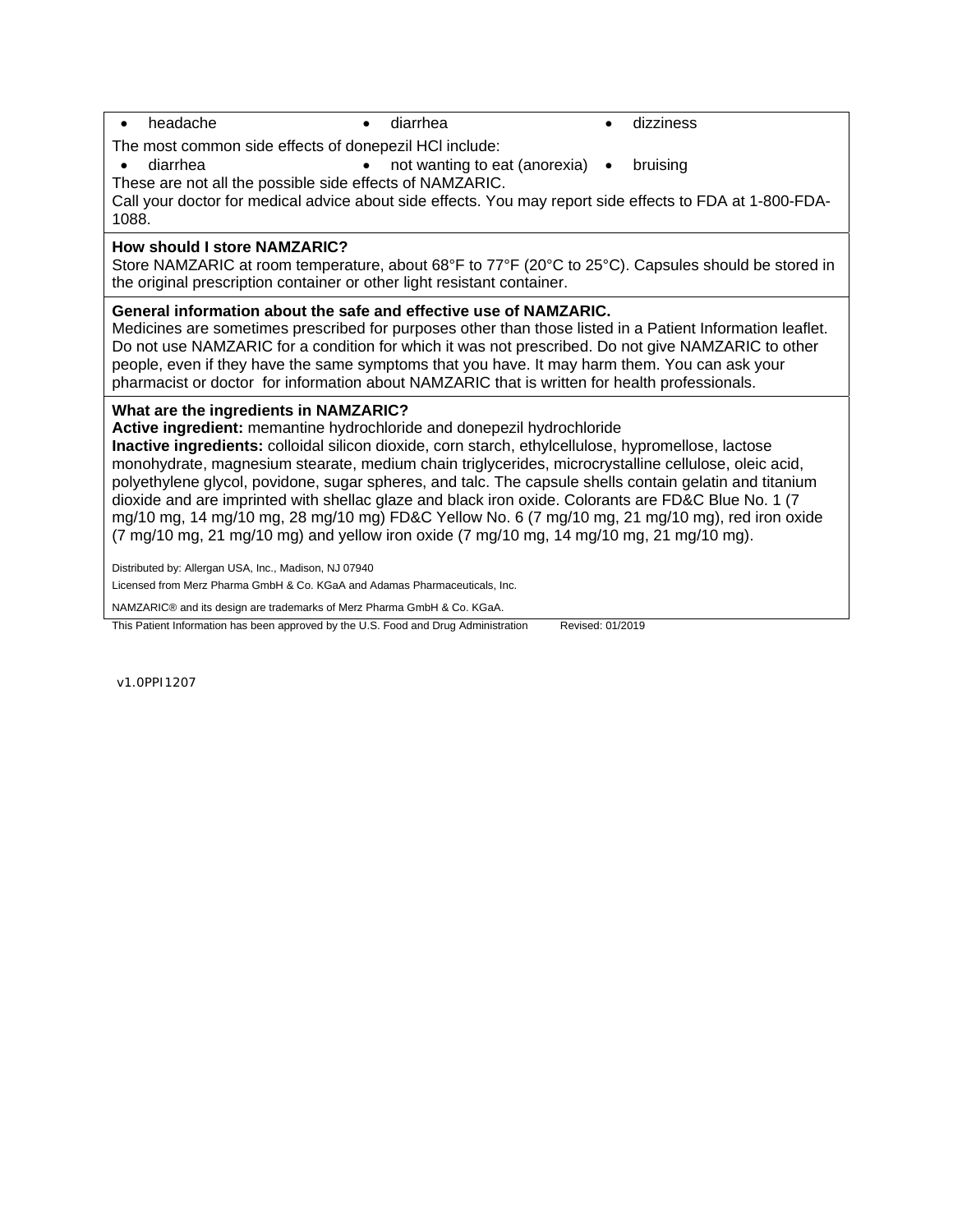- headache
- diarrhea
- dizziness

The most common side effects of donepezil HCl include:

- diarrhea
- not wanting to eat (anorexia)
- bruising

These are not all the possible side effects of NAMZARIC.

Call your doctor for medical advice about side effects. You may report side effects to FDA at 1-800-FDA-1088.

**How should I store NAMZARIC?**

Store NAMZARIC at room temperature, about 68°F to 77°F (20°C to 25°C). Capsules should be stored in the original prescription container or other light resistant container.

**General information about the safe and effective use of NAMZARIC.**

Medicines are sometimes prescribed for purposes other than those listed in a Patient Information leaflet. Do not use NAMZARIC for a condition for which it was not prescribed. Do not give NAMZARIC to other people, even if they have the same symptoms that you have. It may harm them. You can ask your pharmacist or doctor for information about NAMZARIC that is written for health professionals.

**What are the ingredients in NAMZARIC?**

**Active ingredient:** memantine hydrochloride and donepezil hydrochloride

**Inactive ingredients:** colloidal silicon dioxide, corn starch, ethylcellulose, hypromellose, lactose monohydrate, magnesium stearate, medium chain triglycerides, microcrystalline cellulose, oleic acid, polyethylene glycol, povidone, sugar spheres, and talc. The capsule shells contain gelatin and titanium dioxide and are imprinted with shellac glaze and black iron oxide. Colorants are FD&C Blue No. 1 (7 mg/10 mg, 14 mg/10 mg, 28 mg/10 mg) FD&C Yellow No. 6 (7 mg/10 mg, 21 mg/10 mg), red iron oxide (7 mg/10 mg, 21 mg/10 mg) and yellow iron oxide (7 mg/10 mg, 14 mg/10 mg, 21 mg/10 mg).

Distributed by: Allergan USA, Inc., Madison, NJ 07940

Licensed from Merz Pharma GmbH & Co. KGaA and Adamas Pharmaceuticals, Inc.

NAMZARIC® and its design are trademarks of Merz Pharma GmbH & Co. KGaA.

This Patient Information has been approved by the U.S. Food and Drug Administration Revised: 01/2019

v1.0PPI1207